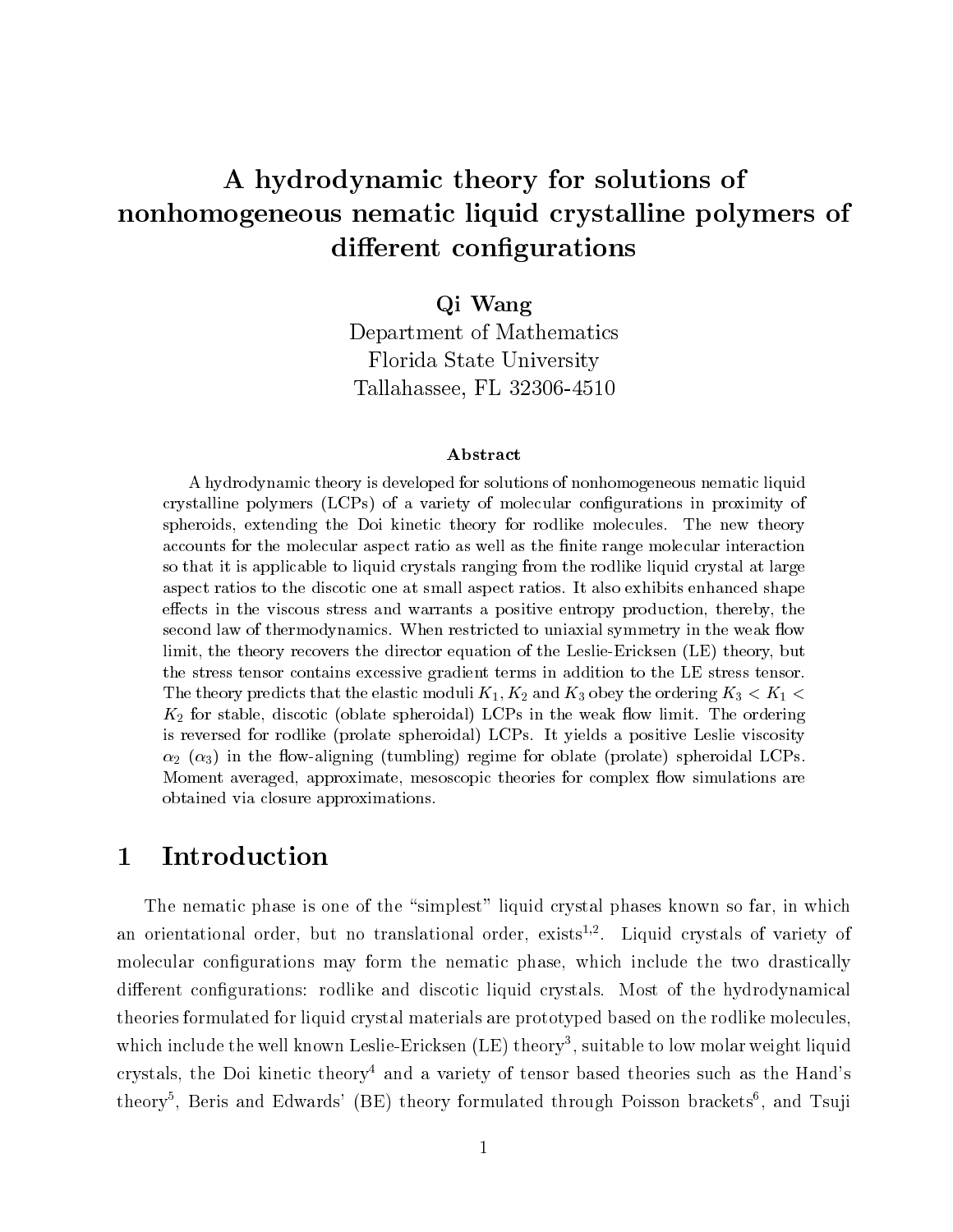# A hydrodynamic theory for solutions of nonhomogeneous nematic liquid crystalline polymers of different configurations

**Qi Wang**

Department of Mathematics
Florida State University
Tallahassee, FL 32306-4510

### Abstract

A hydrodynamic theory is developed for solutions of nonhomogeneous nematic liquid crystalline polymers (LCPs) of a variety of molecular configurations in proximity of spheroids, extending the Doi kinetic theory for rodlike molecules. The new theory accounts for the molecular aspect ratio as well as the finite range molecular interaction so that it is applicable to liquid crystals ranging from the rodlike liquid crystal at large aspect ratios to the discotic one at small aspect ratios. It also exhibits enhanced shape effects in the viscous stress and warrants a positive entropy production, thereby, the second law of thermodynamics. When restricted to uniaxial symmetry in the weak flow limit, the theory recovers the director equation of the Leslie-Ericksen (LE) theory, but the stress tensor contains excessive gradient terms in addition to the LE stress tensor. The theory predicts that the elastic moduli $K_1$, $K_2$ and $K_3$ obey the ordering $K_3 < K_1 < K_2$ for stable, discotic (oblate spheroidal) LCPs in the weak flow limit. The ordering is reversed for rodlike (prolate spheroidal) LCPs. It yields a positive Leslie viscosity $\alpha_2$ ($\alpha_3$) in the flow-aligning (tumbling) regime for oblate (prolate) spheroidal LCPs. Moment averaged, approximate, mesoscopic theories for complex flow simulations are obtained via closure approximations.

## 1 Introduction

The nematic phase is one of the "simplest" liquid crystal phases known so far, in which an orientational order, but no translational order, exists[1,2]. Liquid crystals of variety of molecular configurations may form the nematic phase, which include the two drastically different configurations: rodlike and discotic liquid crystals. Most of the hydrodynamical theories formulated for liquid crystal materials are prototyped based on the rodlike molecules, which include the well known Leslie-Ericksen (LE) theory[3], suitable to low molar weight liquid crystals, the Doi kinetic theory[4] and a variety of tensor based theories such as the Hand's theory[5], Beris and Edwards' (BE) theory formulated through Poisson brackets[6], and Tsuji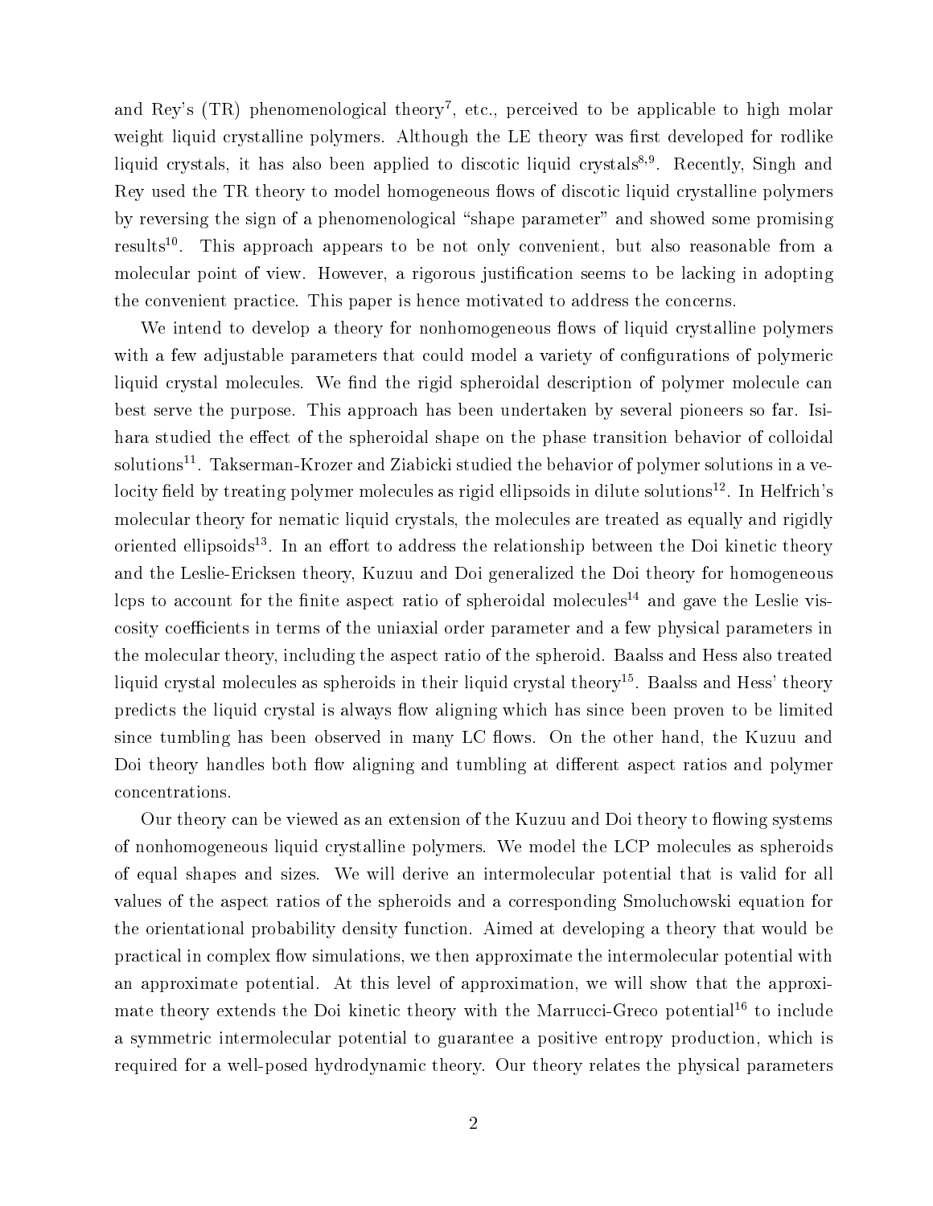and Rey's (TR) phenomenological theory[7], etc., perceived to be applicable to high molar weight liquid crystalline polymers. Although the LE theory was first developed for rodlike liquid crystals, it has also been applied to discotic liquid crystals[8,9]. Recently, Singh and Rey used the TR theory to model homogeneous flows of discotic liquid crystalline polymers by reversing the sign of a phenomenological "shape parameter" and showed some promising results[10]. This approach appears to be not only convenient, but also reasonable from a molecular point of view. However, a rigorous justification seems to be lacking in adopting the convenient practice. This paper is hence motivated to address the concerns.

We intend to develop a theory for nonhomogeneous flows of liquid crystalline polymers with a few adjustable parameters that could model a variety of configurations of polymeric liquid crystal molecules. We find the rigid spheroidal description of polymer molecule can best serve the purpose. This approach has been undertaken by several pioneers so far. Isihara studied the effect of the spheroidal shape on the phase transition behavior of colloidal solutions[11]. Takserman-Krozer and Ziabicki studied the behavior of polymer solutions in a velocity field by treating polymer molecules as rigid ellipsoids in dilute solutions[12]. In Helfrich's molecular theory for nematic liquid crystals, the molecules are treated as equally and rigidly oriented ellipsoids[13]. In an effort to address the relationship between the Doi kinetic theory and the Leslie-Ericksen theory, Kuzuu and Doi generalized the Doi theory for homogeneous lcps to account for the finite aspect ratio of spheroidal molecules[14] and gave the Leslie viscosity coefficients in terms of the uniaxial order parameter and a few physical parameters in the molecular theory, including the aspect ratio of the spheroid. Baalss and Hess also treated liquid crystal molecules as spheroids in their liquid crystal theory[15]. Baalss and Hess' theory predicts the liquid crystal is always flow aligning which has since been proven to be limited since tumbling has been observed in many LC flows. On the other hand, the Kuzuu and Doi theory handles both flow aligning and tumbling at different aspect ratios and polymer concentrations.

Our theory can be viewed as an extension of the Kuzuu and Doi theory to flowing systems of nonhomogeneous liquid crystalline polymers. We model the LCP molecules as spheroids of equal shapes and sizes. We will derive an intermolecular potential that is valid for all values of the aspect ratios of the spheroids and a corresponding Smoluchowski equation for the orientational probability density function. Aimed at developing a theory that would be practical in complex flow simulations, we then approximate the intermolecular potential with an approximate potential. At this level of approximation, we will show that the approximate theory extends the Doi kinetic theory with the Marrucci-Greco potential[16] to include a symmetric intermolecular potential to guarantee a positive entropy production, which is required for a well-posed hydrodynamic theory. Our theory relates the physical parameters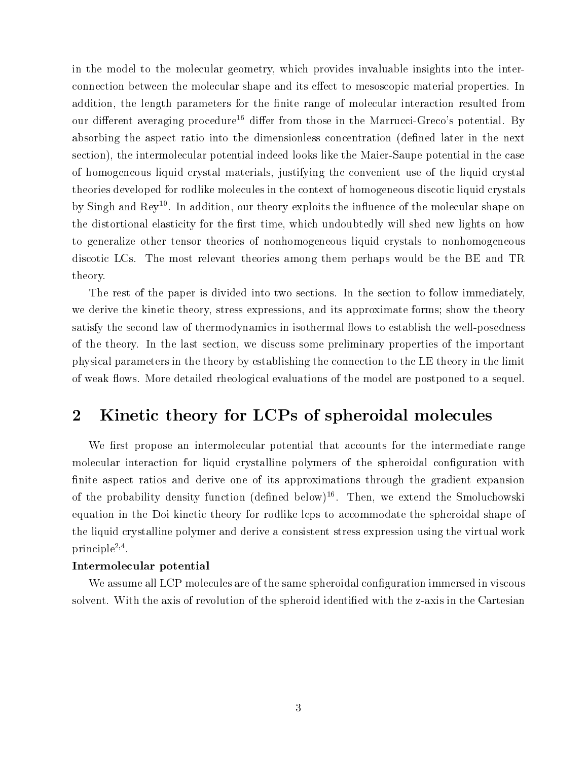in the model to the molecular geometry, which provides invaluable insights into the interconnection between the molecular shape and its effect to mesoscopic material properties. In addition, the length parameters for the finite range of molecular interaction resulted from our different averaging procedure[16] differ from those in the Marrucci-Greco's potential. By absorbing the aspect ratio into the dimensionless concentration (defined later in the next section), the intermolecular potential indeed looks like the Maier-Saupe potential in the case of homogeneous liquid crystal materials, justifying the convenient use of the liquid crystal theories developed for rodlike molecules in the context of homogeneous discotic liquid crystals by Singh and Rey[10]. In addition, our theory exploits the influence of the molecular shape on the distortional elasticity for the first time, which undoubtedly will shed new lights on how to generalize other tensor theories of nonhomogeneous liquid crystals to nonhomogeneous discotic LCs. The most relevant theories among them perhaps would be the BE and TR theory.

The rest of the paper is divided into two sections. In the section to follow immediately, we derive the kinetic theory, stress expressions, and its approximate forms; show the theory satisfy the second law of thermodynamics in isothermal flows to establish the well-posedness of the theory. In the last section, we discuss some preliminary properties of the important physical parameters in the theory by establishing the connection to the LE theory in the limit of weak flows. More detailed rheological evaluations of the model are postponed to a sequel.

## 2 Kinetic theory for LCPs of spheroidal molecules

We first propose an intermolecular potential that accounts for the intermediate range molecular interaction for liquid crystalline polymers of the spheroidal configuration with finite aspect ratios and derive one of its approximations through the gradient expansion of the probability density function (defined below)[16]. Then, we extend the Smoluchowski equation in the Doi kinetic theory for rodlike lcps to accommodate the spheroidal shape of the liquid crystalline polymer and derive a consistent stress expression using the virtual work principle[2,4].

**Intermolecular potential**

We assume all LCP molecules are of the same spheroidal configuration immersed in viscous solvent. With the axis of revolution of the spheroid identified with the z-axis in the Cartesian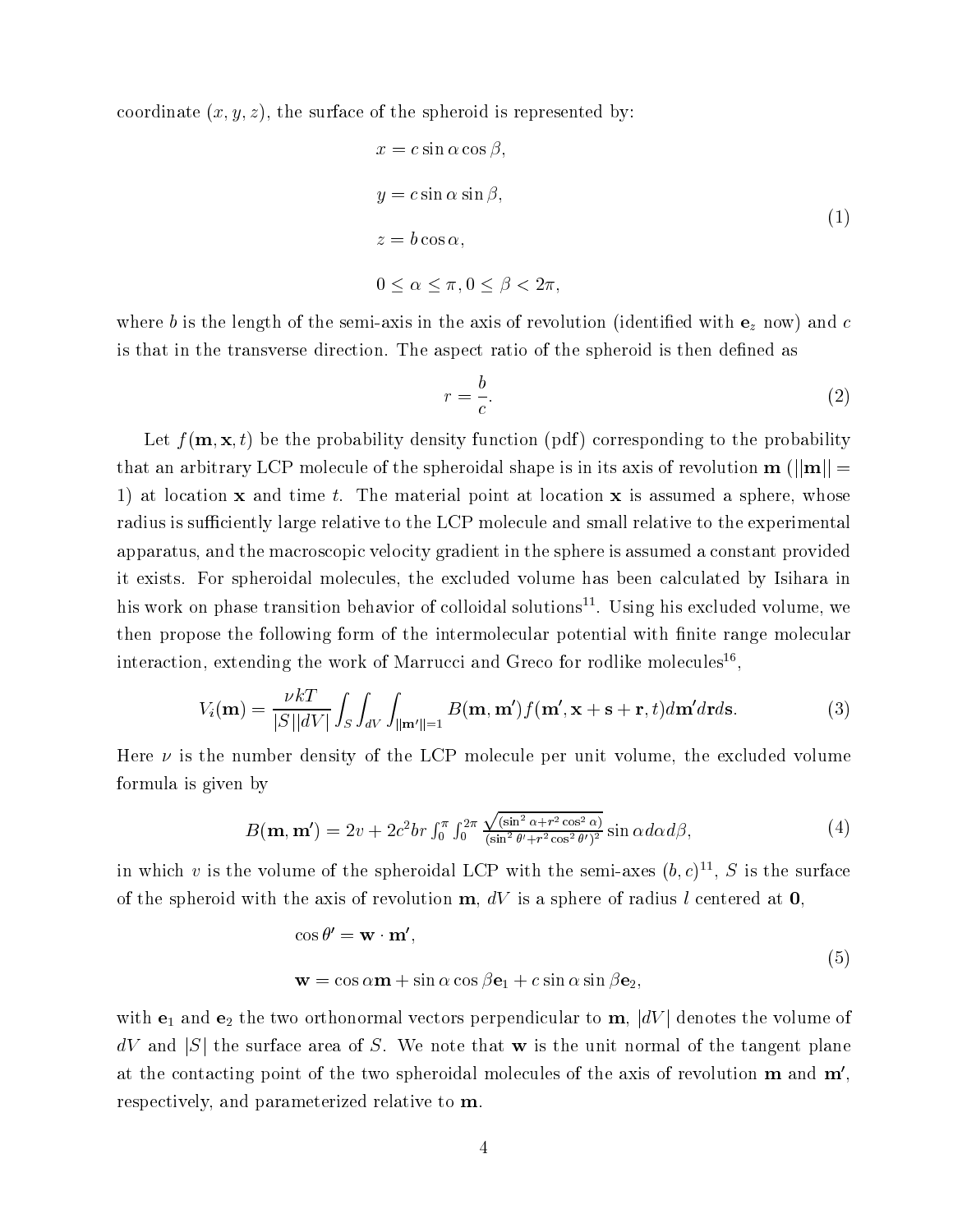coordinate $(x, y, z)$, the surface of the spheroid is represented by:

$$
\begin{aligned}
&x = c \sin\alpha \cos\beta, \\
&y = c \sin\alpha \sin\beta, \\
&z = b \cos\alpha, \\
&0 \le \alpha \le \pi, 0 \le \beta < 2\pi,
\end{aligned}
\tag{1}
$$

where $b$ is the length of the semi-axis in the axis of revolution (identified with $\mathbf{e}_z$ now) and $c$ is that in the transverse direction. The aspect ratio of the spheroid is then defined as

$$
r = \frac{b}{c}. \tag{2}
$$

Let $f(\mathbf{m}, \mathbf{x}, t)$ be the probability density function (pdf) corresponding to the probability that an arbitrary LCP molecule of the spheroidal shape is in its axis of revolution $\mathbf{m}$ ($||\mathbf{m}|| = 1$) at location $\mathbf{x}$ and time $t$. The material point at location $\mathbf{x}$ is assumed a sphere, whose radius is sufficiently large relative to the LCP molecule and small relative to the experimental apparatus, and the macroscopic velocity gradient in the sphere is assumed a constant provided it exists. For spheroidal molecules, the excluded volume has been calculated by Isihara in his work on phase transition behavior of colloidal solutions[11]. Using his excluded volume, we then propose the following form of the intermolecular potential with finite range molecular interaction, extending the work of Marrucci and Greco for rodlike molecules[16],

$$
V_i(\mathbf{m}) = \frac{\nu kT}{|S||dV|} \int_S \int_{dV} \int_{||\mathbf{m}'||=1} B(\mathbf{m}, \mathbf{m}') f(\mathbf{m}', \mathbf{x} + \mathbf{s} + \mathbf{r}, t) d\mathbf{m}' d\mathbf{r} d\mathbf{s}. \tag{3}
$$

Here $\nu$ is the number density of the LCP molecule per unit volume, the excluded volume formula is given by

$$
B(\mathbf{m}, \mathbf{m}') = 2v + 2c^2 br \int_0^{\pi} \int_0^{2\pi} \frac{\sqrt{(\sin^2\alpha + r^2 \cos^2\alpha)}}{(\sin^2\theta' + r^2\cos^2\theta')^2} \sin\alpha d\alpha d\beta, \tag{4}
$$

in which $v$ is the volume of the spheroidal LCP with the semi-axes $(b, c)$[11], $S$ is the surface of the spheroid with the axis of revolution $\mathbf{m}$, $dV$ is a sphere of radius $l$ centered at $\mathbf{0}$,

$$
\begin{aligned}
&\cos\theta' = \mathbf{w} \cdot \mathbf{m}', \\
&\mathbf{w} = \cos\alpha \mathbf{m} + \sin\alpha \cos\beta \mathbf{e}_1 + c \sin\alpha \sin\beta \mathbf{e}_2,
\end{aligned}
\tag{5}
$$

with $\mathbf{e}_1$ and $\mathbf{e}_2$ the two orthonormal vectors perpendicular to $\mathbf{m}$, $|dV|$ denotes the volume of $dV$ and $|S|$ the surface area of $S$. We note that $\mathbf{w}$ is the unit normal of the tangent plane at the contacting point of the two spheroidal molecules of the axis of revolution $\mathbf{m}$ and $\mathbf{m}'$, respectively, and parameterized relative to $\mathbf{m}$.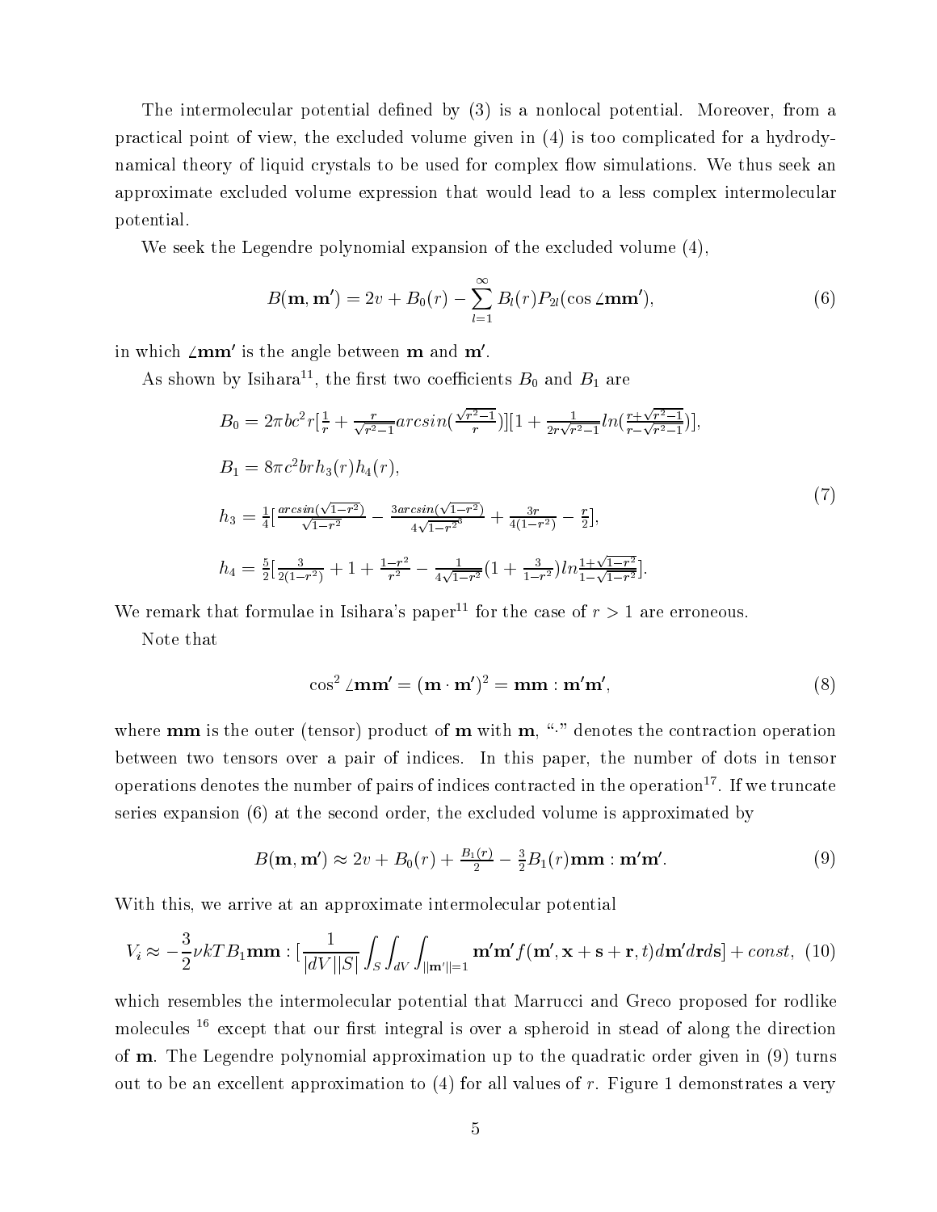The intermolecular potential defined by (3) is a nonlocal potential. Moreover, from a practical point of view, the excluded volume given in (4) is too complicated for a hydrodynamical theory of liquid crystals to be used for complex flow simulations. We thus seek an approximate excluded volume expression that would lead to a less complex intermolecular potential.

We seek the Legendre polynomial expansion of the excluded volume (4),

$$B(\mathbf{m}, \mathbf{m}') = 2v + B_0(r) - \sum_{l=1}^{\infty} B_l(r) P_{2l}(\cos \angle \mathbf{m}\mathbf{m}'), \tag{6}$$

in which $\angle \mathbf{m}\mathbf{m}'$ is the angle between $\mathbf{m}$ and $\mathbf{m}'$.

As shown by Isihara[11], the first two coefficients $B_0$ and $B_1$ are

$$\begin{aligned}
&B_0 = 2\pi b c^2 r[\tfrac{1}{r} + \tfrac{r}{\sqrt{r^2-1}} arcsin(\tfrac{\sqrt{r^2-1}}{r})][1 + \tfrac{1}{2r\sqrt{r^2-1}} ln(\tfrac{r+\sqrt{r^2-1}}{r-\sqrt{r^2-1}})],\\
&B_1 = 8\pi c^2 b r h_3(r) h_4(r),\\
&h_3 = \tfrac{1}{4}[\tfrac{arcsin(\sqrt{1-r^2})}{\sqrt{1-r^2}} - \tfrac{3 arcsin(\sqrt{1-r^2})}{4\sqrt{1-r^2}^3} + \tfrac{3r}{4(1-r^2)} - \tfrac{r}{2}],\\
&h_4 = \tfrac{5}{2}[\tfrac{3}{2(1-r^2)} + 1 + \tfrac{1-r^2}{r^2} - \tfrac{1}{4\sqrt{1-r^2}}(1 + \tfrac{3}{1-r^2}) ln \tfrac{1+\sqrt{1-r^2}}{1-\sqrt{1-r^2}}].
\end{aligned} \tag{7}$$

We remark that formulae in Isihara's paper[11] for the case of $r > 1$ are erroneous.

Note that

$$\cos^2 \angle \mathbf{m}\mathbf{m}' = (\mathbf{m} \cdot \mathbf{m}')^2 = \mathbf{m}\mathbf{m} : \mathbf{m}'\mathbf{m}', \tag{8}$$

where $\mathbf{m}\mathbf{m}$ is the outer (tensor) product of $\mathbf{m}$ with $\mathbf{m}$, "$\cdot$" denotes the contraction operation between two tensors over a pair of indices. In this paper, the number of dots in tensor operations denotes the number of pairs of indices contracted in the operation[17]. If we truncate series expansion (6) at the second order, the excluded volume is approximated by

$$B(\mathbf{m}, \mathbf{m}') \approx 2v + B_0(r) + \tfrac{B_1(r)}{2} - \tfrac{3}{2} B_1(r) \mathbf{m}\mathbf{m} : \mathbf{m}'\mathbf{m}'. \tag{9}$$

With this, we arrive at an approximate intermolecular potential

$$V_i \approx -\frac{3}{2} \nu k T B_1 \mathbf{m}\mathbf{m} : [\frac{1}{|dV||S|} \int_S \int_{dV} \int_{||\mathbf{m}'||=1} \mathbf{m}'\mathbf{m}' f(\mathbf{m}', \mathbf{x} + \mathbf{s} + \mathbf{r}, t) d\mathbf{m}' d\mathbf{r} d\mathbf{s}] + const, \tag{10}$$

which resembles the intermolecular potential that Marrucci and Greco proposed for rodlike molecules [16] except that our first integral is over a spheroid in stead of along the direction of $\mathbf{m}$. The Legendre polynomial approximation up to the quadratic order given in (9) turns out to be an excellent approximation to (4) for all values of $r$. Figure 1 demonstrates a very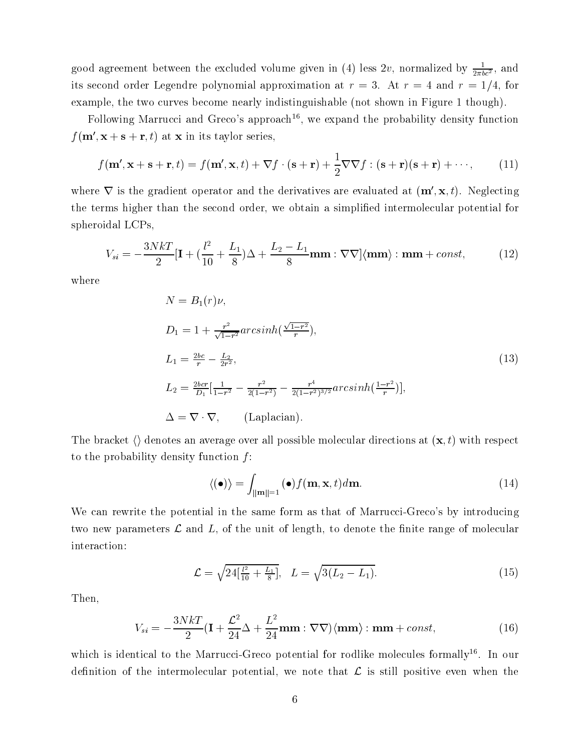good agreement between the excluded volume given in (4) less $2v$, normalized by $\frac{1}{2\pi bc^2}$, and its second order Legendre polynomial approximation at $r = 3$. At $r = 4$ and $r = 1/4$, for example, the two curves become nearly indistinguishable (not shown in Figure 1 though).

Following Marrucci and Greco's approach[16], we expand the probability density function $f(\mathbf{m'}, \mathbf{x} + \mathbf{s} + \mathbf{r}, t)$ at $\mathbf{x}$ in its taylor series,

$$f(\mathbf{m'}, \mathbf{x} + \mathbf{s} + \mathbf{r}, t) = f(\mathbf{m'}, \mathbf{x}, t) + \nabla f \cdot (\mathbf{s} + \mathbf{r}) + \frac{1}{2}\nabla\nabla f : (\mathbf{s} + \mathbf{r})(\mathbf{s} + \mathbf{r}) + \cdots, \tag{11}$$

where $\nabla$ is the gradient operator and the derivatives are evaluated at $(\mathbf{m'}, \mathbf{x}, t)$. Neglecting the terms higher than the second order, we obtain a simplified intermolecular potential for spheroidal LCPs,

$$V_{si} = -\frac{3NkT}{2}[\mathbf{I} + (\frac{l^2}{10} + \frac{L_1}{8})\Delta + \frac{L_2 - L_1}{8}\mathbf{mm} : \nabla\nabla]\langle\mathbf{mm}\rangle : \mathbf{mm} + const, \tag{12}$$

where

$$\begin{aligned}
&N = B_1(r)\nu, \\
&D_1 = 1 + \tfrac{r^2}{\sqrt{1-r^2}} arcsinh(\tfrac{\sqrt{1-r^2}}{r}), \\
&L_1 = \tfrac{2bc}{r} - \tfrac{L_2}{2r^2}, \\
&L_2 = \tfrac{2bcr}{D_1}[\tfrac{1}{1-r^2} - \tfrac{r^2}{2(1-r^2)} - \tfrac{r^4}{2(1-r^2)^{3/2}} arcsinh(\tfrac{1-r^2}{r})], \\
&\Delta = \nabla \cdot \nabla, \qquad \text{(Laplacian)}.
\end{aligned} \tag{13}$$

The bracket $\langle\rangle$ denotes an average over all possible molecular directions at $(\mathbf{x}, t)$ with respect to the probability density function $f$:

$$\langle(\bullet)\rangle = \int_{\|\mathbf{m}\|=1} (\bullet) f(\mathbf{m}, \mathbf{x}, t) d\mathbf{m}. \tag{14}$$

We can rewrite the potential in the same form as that of Marrucci-Greco's by introducing two new parameters $\mathcal{L}$ and $L$, of the unit of length, to denote the finite range of molecular interaction:

$$\mathcal{L} = \sqrt{24[\tfrac{l^2}{10} + \tfrac{L_1}{8}]}, \quad L = \sqrt{3(L_2 - L_1)}. \tag{15}$$

Then,

$$V_{si} = -\frac{3NkT}{2}(\mathbf{I} + \frac{\mathcal{L}^2}{24}\Delta + \frac{L^2}{24}\mathbf{mm} : \nabla\nabla)\langle\mathbf{mm}\rangle : \mathbf{mm} + const, \tag{16}$$

which is identical to the Marrucci-Greco potential for rodlike molecules formally[16]. In our definition of the intermolecular potential, we note that $\mathcal{L}$ is still positive even when the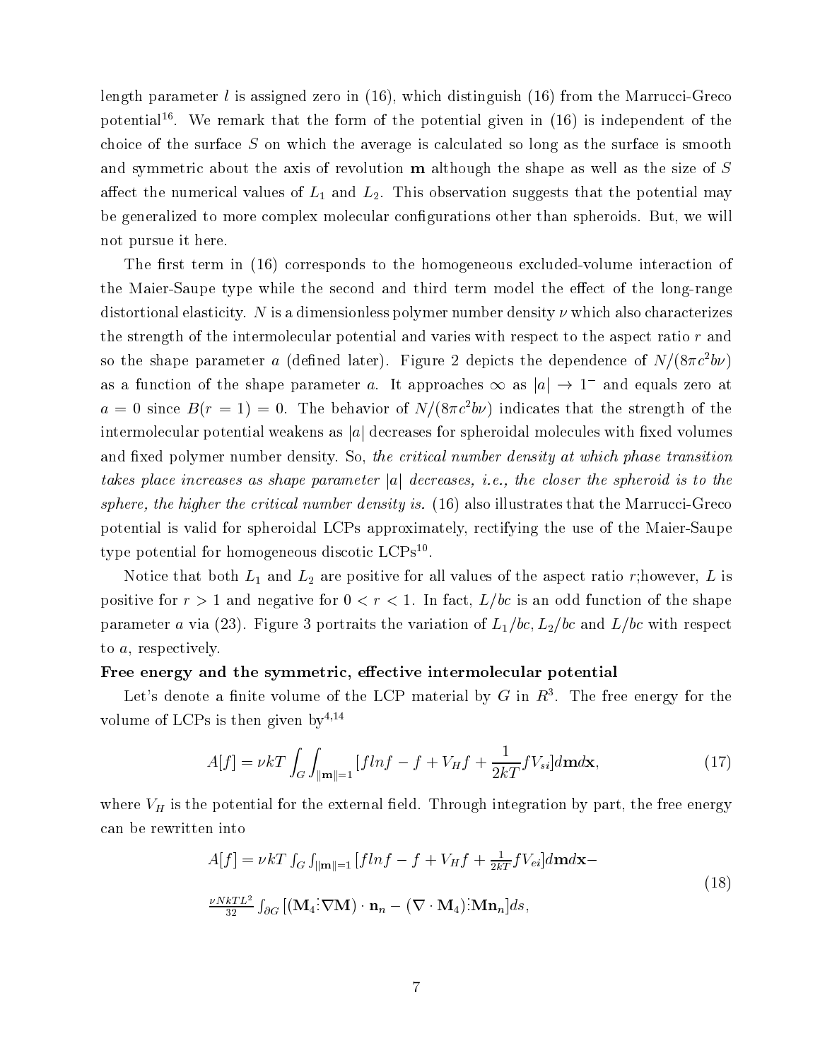length parameter $l$ is assigned zero in (16), which distinguish (16) from the Marrucci-Greco potential[16]. We remark that the form of the potential given in (16) is independent of the choice of the surface $S$ on which the average is calculated so long as the surface is smooth and symmetric about the axis of revolution $\mathbf{m}$ although the shape as well as the size of $S$ affect the numerical values of $L_1$ and $L_2$. This observation suggests that the potential may be generalized to more complex molecular configurations other than spheroids. But, we will not pursue it here.

The first term in (16) corresponds to the homogeneous excluded-volume interaction of the Maier-Saupe type while the second and third term model the effect of the long-range distortional elasticity. $N$ is a dimensionless polymer number density $\nu$ which also characterizes the strength of the intermolecular potential and varies with respect to the aspect ratio $r$ and so the shape parameter $a$ (defined later). Figure 2 depicts the dependence of $N/(8\pi c^2 b\nu)$ as a function of the shape parameter $a$. It approaches $\infty$ as $|a| \to 1^-$ and equals zero at $a = 0$ since $B(r = 1) = 0$. The behavior of $N/(8\pi c^2 b\nu)$ indicates that the strength of the intermolecular potential weakens as $|a|$ decreases for spheroidal molecules with fixed volumes and fixed polymer number density. So, *the critical number density at which phase transition takes place increases as shape parameter $|a|$ decreases, i.e., the closer the spheroid is to the sphere, the higher the critical number density is.* (16) also illustrates that the Marrucci-Greco potential is valid for spheroidal LCPs approximately, rectifying the use of the Maier-Saupe type potential for homogeneous discotic LCPs[10].

Notice that both $L_1$ and $L_2$ are positive for all values of the aspect ratio $r$;however, $L$ is positive for $r > 1$ and negative for $0 < r < 1$. In fact, $L/bc$ is an odd function of the shape parameter $a$ via (23). Figure 3 portraits the variation of $L_1/bc, L_2/bc$ and $L/bc$ with respect to $a$, respectively.

**Free energy and the symmetric, effective intermolecular potential**

Let's denote a finite volume of the LCP material by $G$ in $R^3$. The free energy for the volume of LCPs is then given by[4,14]

$$A[f] = \nu kT \int_G \int_{\|\mathbf{m}\|=1} [f \ln f - f + V_H f + \frac{1}{2kT} f V_{si}] d\mathbf{m} d\mathbf{x}, \tag{17}$$

where $V_H$ is the potential for the external field. Through integration by part, the free energy can be rewritten into

$$\begin{aligned} A[f] = {} & \nu kT \int_G \int_{\|\mathbf{m}\|=1} [f \ln f - f + V_H f + \tfrac{1}{2kT} f V_{ei}] d\mathbf{m} d\mathbf{x} - \\ & \tfrac{\nu NkTL^2}{32} \int_{\partial G} [(\mathbf{M}_4 \vdots \nabla \mathbf{M}) \cdot \mathbf{n}_n - (\nabla \cdot \mathbf{M}_4) \vdots \mathbf{M} \mathbf{n}_n] ds, \end{aligned} \tag{18}$$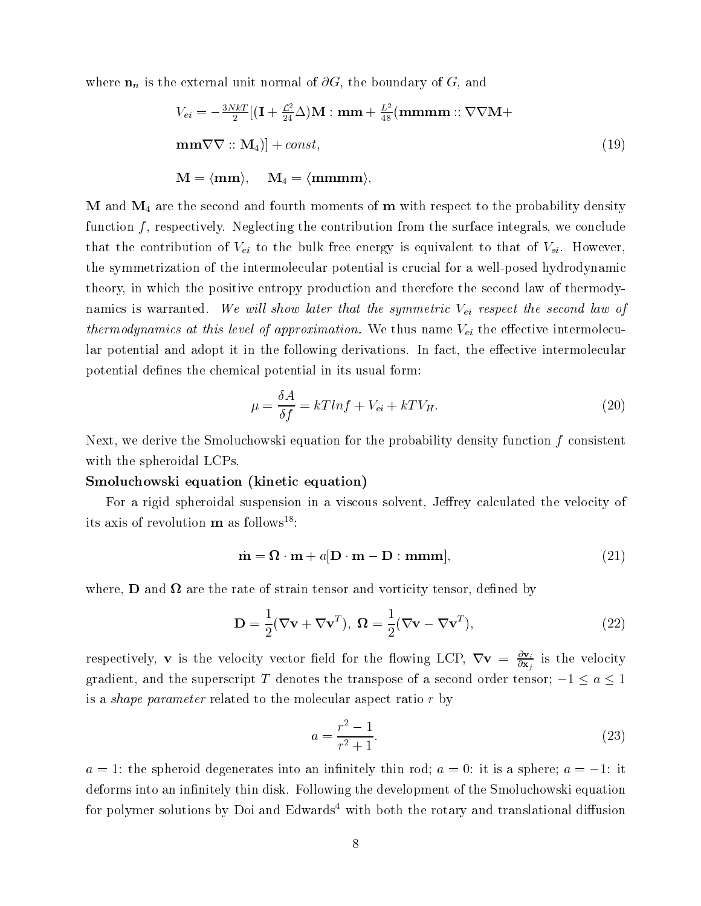where $\mathbf{n}_n$ is the external unit normal of $\partial G$, the boundary of $G$, and

$$
\begin{aligned}
V_{ei} &= -\tfrac{3NkT}{2}[(\mathbf{I}+\tfrac{\mathcal{L}^2}{24}\Delta)\mathbf{M}:\mathbf{mm}+\tfrac{L^2}{48}(\mathbf{mmmm}::\nabla\nabla\mathbf{M}+ \\
&\mathbf{mm}\nabla\nabla::\mathbf{M}_4)]+const, \qquad (19)\\
&\mathbf{M}=\langle\mathbf{mm}\rangle, \quad \mathbf{M}_4=\langle\mathbf{mmmm}\rangle,
\end{aligned}
$$

$\mathbf{M}$ and $\mathbf{M}_4$ are the second and fourth moments of $\mathbf{m}$ with respect to the probability density function $f$, respectively. Neglecting the contribution from the surface integrals, we conclude that the contribution of $V_{ei}$ to the bulk free energy is equivalent to that of $V_{si}$. However, the symmetrization of the intermolecular potential is crucial for a well-posed hydrodynamic theory, in which the positive entropy production and therefore the second law of thermodynamics is warranted. *We will show later that the symmetric $V_{ei}$ respect the second law of thermodynamics at this level of approximation.* We thus name $V_{ei}$ the effective intermolecular potential and adopt it in the following derivations. In fact, the effective intermolecular potential defines the chemical potential in its usual form:

$$
\mu = \frac{\delta A}{\delta f} = kTlnf + V_{ei} + kTV_H. \qquad (20)
$$

Next, we derive the Smoluchowski equation for the probability density function $f$ consistent with the spheroidal LCPs.

**Smoluchowski equation (kinetic equation)**

For a rigid spheroidal suspension in a viscous solvent, Jeffrey calculated the velocity of its axis of revolution $\mathbf{m}$ as follows[18]:

$$
\dot{\mathbf{m}} = \mathbf{\Omega}\cdot\mathbf{m} + a[\mathbf{D}\cdot\mathbf{m} - \mathbf{D}:\mathbf{mmm}], \qquad (21)
$$

where, $\mathbf{D}$ and $\mathbf{\Omega}$ are the rate of strain tensor and vorticity tensor, defined by

$$
\mathbf{D} = \frac{1}{2}(\nabla\mathbf{v}+\nabla\mathbf{v}^T),\ \mathbf{\Omega} = \frac{1}{2}(\nabla\mathbf{v}-\nabla\mathbf{v}^T), \qquad (22)
$$

respectively, $\mathbf{v}$ is the velocity vector field for the flowing LCP, $\nabla\mathbf{v} = \frac{\partial\mathbf{v}_i}{\partial\mathbf{x}_j}$ is the velocity gradient, and the superscript $T$ denotes the transpose of a second order tensor; $-1 \le a \le 1$ is a *shape parameter* related to the molecular aspect ratio $r$ by

$$
a = \frac{r^2-1}{r^2+1}. \qquad (23)
$$

$a=1$: the spheroid degenerates into an infinitely thin rod; $a=0$: it is a sphere; $a=-1$: it deforms into an infinitely thin disk. Following the development of the Smoluchowski equation for polymer solutions by Doi and Edwards[4] with both the rotary and translational diffusion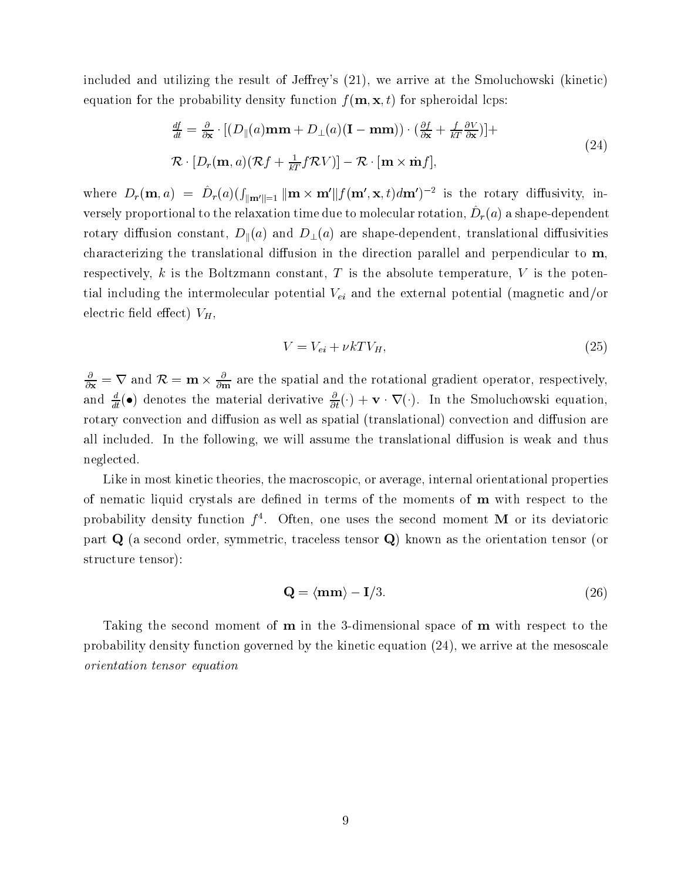included and utilizing the result of Jeffrey's (21), we arrive at the Smoluchowski (kinetic) equation for the probability density function $f(\mathbf{m}, \mathbf{x}, t)$ for spheroidal lcps:

$$
\begin{aligned}
&\frac{df}{dt} = \frac{\partial}{\partial \mathbf{x}} \cdot [(D_{\|}(a)\mathbf{m}\mathbf{m} + D_{\perp}(a)(\mathbf{I} - \mathbf{m}\mathbf{m})) \cdot (\frac{\partial f}{\partial \mathbf{x}} + \frac{f}{kT}\frac{\partial V}{\partial \mathbf{x}})] + \\
&\mathcal{R} \cdot [D_r(\mathbf{m}, a)(\mathcal{R} f + \frac{1}{kT} f \mathcal{R} V)] - \mathcal{R} \cdot [\mathbf{m} \times \dot{\mathbf{m}} f],
\end{aligned}
\tag{24}
$$

where $D_r(\mathbf{m}, a) = \hat{D}_r(a)(\int_{\|\mathbf{m}'\|=1} \|\mathbf{m} \times \mathbf{m}'\| f(\mathbf{m}', \mathbf{x}, t) d\mathbf{m}')^{-2}$ is the rotary diffusivity, inversely proportional to the relaxation time due to molecular rotation, $\hat{D}_r(a)$ a shape-dependent rotary diffusion constant, $D_{\|}(a)$ and $D_{\perp}(a)$ are shape-dependent, translational diffusivities characterizing the translational diffusion in the direction parallel and perpendicular to $\mathbf{m}$, respectively, $k$ is the Boltzmann constant, $T$ is the absolute temperature, $V$ is the potential including the intermolecular potential $V_{ei}$ and the external potential (magnetic and/or electric field effect) $V_H$,

$$
V = V_{ei} + \nu k T V_H,
\tag{25}
$$

$\frac{\partial}{\partial \mathbf{x}} = \nabla$ and $\mathcal{R} = \mathbf{m} \times \frac{\partial}{\partial \mathbf{m}}$ are the spatial and the rotational gradient operator, respectively, and $\frac{d}{dt}(\bullet)$ denotes the material derivative $\frac{\partial}{\partial t}(\cdot) + \mathbf{v} \cdot \nabla(\cdot)$. In the Smoluchowski equation, rotary convection and diffusion as well as spatial (translational) convection and diffusion are all included. In the following, we will assume the translational diffusion is weak and thus neglected.

Like in most kinetic theories, the macroscopic, or average, internal orientational properties of nematic liquid crystals are defined in terms of the moments of $\mathbf{m}$ with respect to the probability density function $f$[4]. Often, one uses the second moment $\mathbf{M}$ or its deviatoric part $\mathbf{Q}$ (a second order, symmetric, traceless tensor $\mathbf{Q}$) known as the orientation tensor (or structure tensor):

$$
\mathbf{Q} = \langle \mathbf{m}\mathbf{m} \rangle - \mathbf{I}/3.
\tag{26}
$$

Taking the second moment of $\mathbf{m}$ in the 3-dimensional space of $\mathbf{m}$ with respect to the probability density function governed by the kinetic equation (24), we arrive at the mesoscale *orientation tensor equation*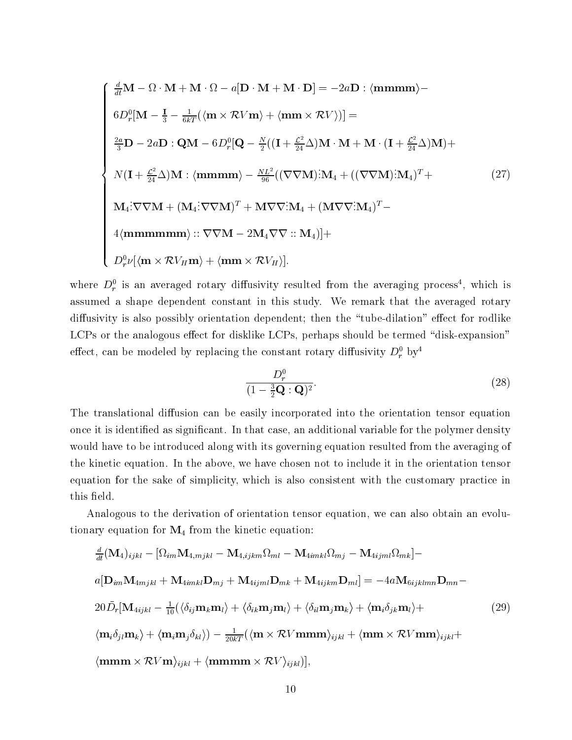$$
\begin{cases}
\frac{d}{dt}\mathbf{M} - \Omega\cdot\mathbf{M} + \mathbf{M}\cdot\Omega - a[\mathbf{D}\cdot\mathbf{M} + \mathbf{M}\cdot\mathbf{D}] = -2a\mathbf{D} : \langle\mathbf{mmmm}\rangle - \\
6D_r^0[\mathbf{M} - \frac{\mathbf{I}}{3} - \frac{1}{6kT}(\langle\mathbf{m}\times\mathcal{R}V\mathbf{m}\rangle + \langle\mathbf{mm}\times\mathcal{R}V\rangle)] = \\
\frac{2a}{3}\mathbf{D} - 2a\mathbf{D}:\mathbf{QM} - 6D_r^0[\mathbf{Q} - \frac{N}{2}((\mathbf{I}+\frac{\mathcal{L}^2}{24}\Delta)\mathbf{M}\cdot\mathbf{M} + \mathbf{M}\cdot(\mathbf{I}+\frac{\mathcal{L}^2}{24}\Delta)\mathbf{M}) + \\
N(\mathbf{I}+\frac{\mathcal{L}^2}{24}\Delta)\mathbf{M}:\langle\mathbf{mmmm}\rangle - \frac{NL^2}{96}((\nabla\nabla\mathbf{M}) \vdots \mathbf{M}_4 + ((\nabla\nabla\mathbf{M})\vdots\mathbf{M}_4)^T + \\
\mathbf{M}_4\vdots\nabla\nabla\mathbf{M} + (\mathbf{M}_4\vdots\nabla\nabla\mathbf{M})^T + \mathbf{M}\nabla\nabla\vdots\mathbf{M}_4 + (\mathbf{M}\nabla\nabla\vdots\mathbf{M}_4)^T - \\
4\langle\mathbf{mmmmmm}\rangle :: \nabla\nabla\mathbf{M} - 2\mathbf{M}_4\nabla\nabla :: \mathbf{M}_4)] + \\
D_r^0\nu[\langle\mathbf{m}\times\mathcal{R}V_H\mathbf{m}\rangle + \langle\mathbf{mm}\times\mathcal{R}V_H\rangle].
\end{cases}
\tag{27}
$$

where $D_r^0$ is an averaged rotary diffusivity resulted from the averaging process[4], which is assumed a shape dependent constant in this study. We remark that the averaged rotary diffusivity is also possibly orientation dependent; then the "tube-dilation" effect for rodlike LCPs or the analogous effect for disklike LCPs, perhaps should be termed "disk-expansion" effect, can be modeled by replacing the constant rotary diffusivity $D_r^0$ by[4]

$$
\frac{D_r^0}{(1-\frac{3}{2}\mathbf{Q}:\mathbf{Q})^2}.
\tag{28}
$$

The translational diffusion can be easily incorporated into the orientation tensor equation once it is identified as significant. In that case, an additional variable for the polymer density would have to be introduced along with its governing equation resulted from the averaging of the kinetic equation. In the above, we have chosen not to include it in the orientation tensor equation for the sake of simplicity, which is also consistent with the customary practice in this field.

Analogous to the derivation of orientation tensor equation, we can also obtain an evolutionary equation for $\mathbf{M}_4$ from the kinetic equation:

$$
\begin{aligned}
&\frac{d}{dt}(\mathbf{M}_4)_{ijkl} - [\Omega_{im}\mathbf{M}_{4,mjkl} - \mathbf{M}_{4,ijkm}\Omega_{ml} - \mathbf{M}_{4imkl}\Omega_{mj} - \mathbf{M}_{4ijml}\Omega_{mk}] - \\
&a[\mathbf{D}_{im}\mathbf{M}_{4mjkl} + \mathbf{M}_{4imkl}\mathbf{D}_{mj} + \mathbf{M}_{4ijml}\mathbf{D}_{mk} + \mathbf{M}_{4ijkm}\mathbf{D}_{ml}] = -4a\mathbf{M}_{6ijklmn}\mathbf{D}_{mn} - \\
&20\bar{D}_r[\mathbf{M}_{4ijkl} - \frac{1}{10}(\langle\delta_{ij}\mathbf{m}_k\mathbf{m}_l\rangle + \langle\delta_{ik}\mathbf{m}_j\mathbf{m}_l\rangle + \langle\delta_{il}\mathbf{m}_j\mathbf{m}_k\rangle + \langle\mathbf{m}_i\delta_{jk}\mathbf{m}_l\rangle + \\
&\langle\mathbf{m}_i\delta_{jl}\mathbf{m}_k\rangle + \langle\mathbf{m}_i\mathbf{m}_j\delta_{kl}\rangle) - \frac{1}{20kT}(\langle\mathbf{m}\times\mathcal{R}V\mathbf{mmm}\rangle_{ijkl} + \langle\mathbf{mm}\times\mathcal{R}V\mathbf{mm}\rangle_{ijkl} + \\
&\langle\mathbf{mmm}\times\mathcal{R}V\mathbf{m}\rangle_{ijkl} + \langle\mathbf{mmmm}\times\mathcal{R}V\rangle_{ijkl})],
\end{aligned}
\tag{29}
$$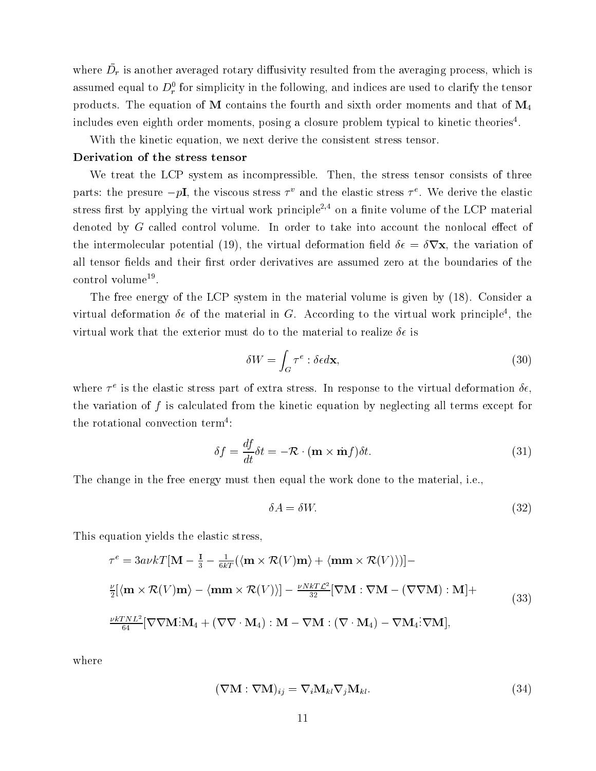where $\bar{D}_r$ is another averaged rotary diffusivity resulted from the averaging process, which is assumed equal to $D_r^0$ for simplicity in the following, and indices are used to clarify the tensor products. The equation of $\mathbf{M}$ contains the fourth and sixth order moments and that of $\mathbf{M}_4$ includes even eighth order moments, posing a closure problem typical to kinetic theories[4].

With the kinetic equation, we next derive the consistent stress tensor.

**Derivation of the stress tensor**

We treat the LCP system as incompressible. Then, the stress tensor consists of three parts: the presure $-p\mathbf{I}$, the viscous stress $\tau^v$ and the elastic stress $\tau^e$. We derive the elastic stress first by applying the virtual work principle[2,4] on a finite volume of the LCP material denoted by $G$ called control volume. In order to take into account the nonlocal effect of the intermolecular potential (19), the virtual deformation field $\delta\epsilon = \delta\nabla\mathbf{x}$, the variation of all tensor fields and their first order derivatives are assumed zero at the boundaries of the control volume[19].

The free energy of the LCP system in the material volume is given by (18). Consider a virtual deformation $\delta\epsilon$ of the material in $G$. According to the virtual work principle[4], the virtual work that the exterior must do to the material to realize $\delta\epsilon$ is

$$\delta W = \int_G \tau^e : \delta\epsilon d\mathbf{x}, \tag{30}$$

where $\tau^e$ is the elastic stress part of extra stress. In response to the virtual deformation $\delta\epsilon$, the variation of $f$ is calculated from the kinetic equation by neglecting all terms except for the rotational convection term[4]:

$$\delta f = \frac{df}{dt}\delta t = -\mathcal{R}\cdot(\mathbf{m}\times\dot{\mathbf{m}}f)\delta t. \tag{31}$$

The change in the free energy must then equal the work done to the material, i.e.,

$$\delta A = \delta W. \tag{32}$$

This equation yields the elastic stress,

$$\begin{aligned}
\tau^e = {} & 3a\nu kT[\mathbf{M} - \tfrac{\mathbf{I}}{3} - \tfrac{1}{6kT}(\langle\mathbf{m}\times\mathcal{R}(V)\mathbf{m}\rangle + \langle\mathbf{mm}\times\mathcal{R}(V)\rangle)] - \\
& \tfrac{\nu}{2}[\langle\mathbf{m}\times\mathcal{R}(V)\mathbf{m}\rangle - \langle\mathbf{mm}\times\mathcal{R}(V)\rangle] - \tfrac{\nu NkT\mathcal{L}^2}{32}[\nabla\mathbf{M}:\nabla\mathbf{M} - (\nabla\nabla\mathbf{M}):\mathbf{M}] + \\
& \tfrac{\nu kTNL^2}{64}[\nabla\nabla\mathbf{M}\vdots\mathbf{M}_4 + (\nabla\nabla\cdot\mathbf{M}_4):\mathbf{M} - \nabla\mathbf{M}:(\nabla\cdot\mathbf{M}_4) - \nabla\mathbf{M}_4\vdots\nabla\mathbf{M}],
\end{aligned} \tag{33}$$

where

$$(\nabla\mathbf{M}:\nabla\mathbf{M})_{ij} = \nabla_i\mathbf{M}_{kl}\nabla_j\mathbf{M}_{kl}. \tag{34}$$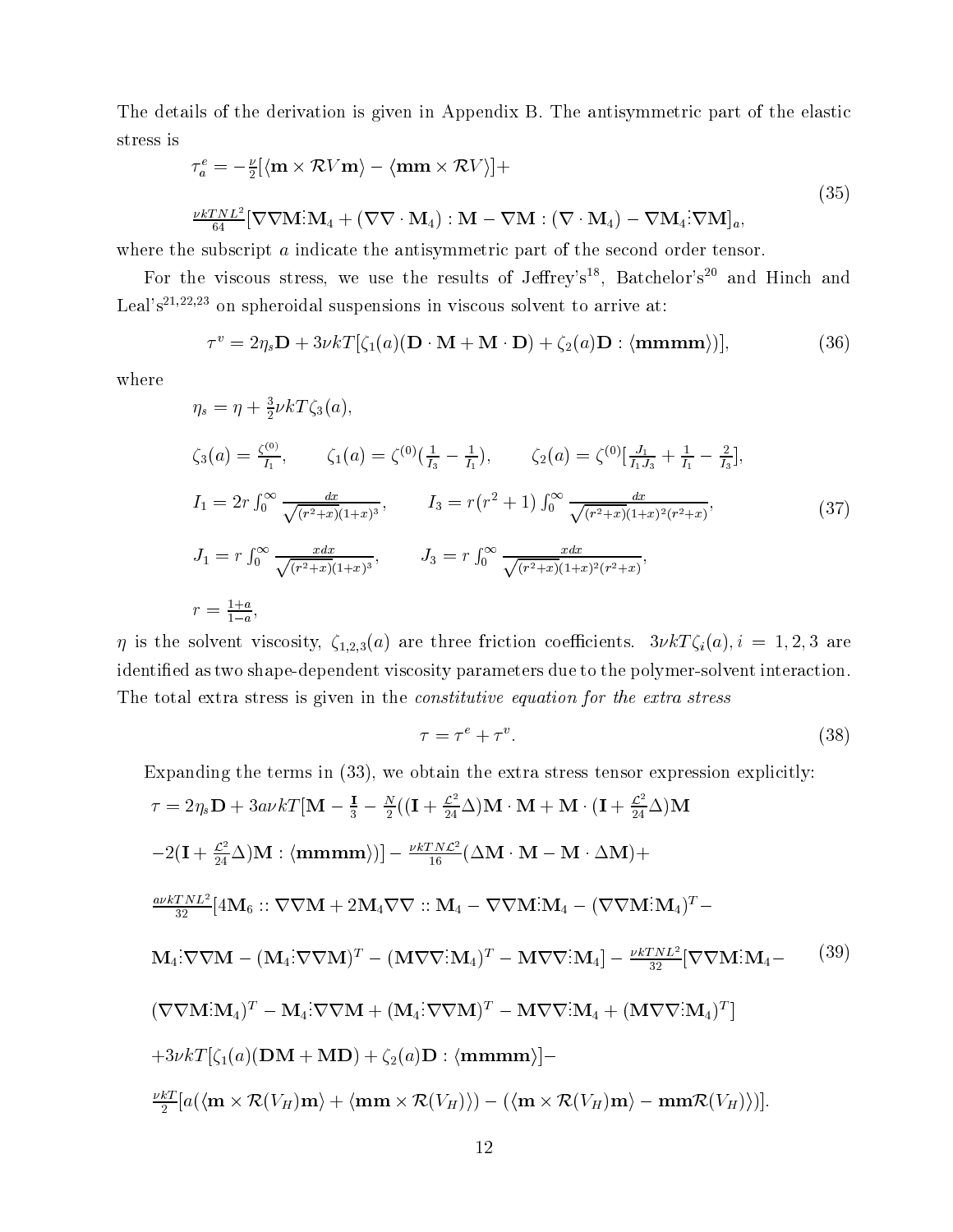The details of the derivation is given in Appendix B. The antisymmetric part of the elastic stress is

$$
\begin{aligned}
\tau_a^e &= -\tfrac{\nu}{2}[\langle \mathbf{m} \times \mathcal{R} V \mathbf{m} \rangle - \langle \mathbf{mm} \times \mathcal{R} V \rangle] + \\
&\tfrac{\nu k T N L^2}{64}[\nabla\nabla\mathbf{M} \vdots \mathbf{M}_4 + (\nabla\nabla \cdot \mathbf{M}_4) : \mathbf{M} - \nabla\mathbf{M} : (\nabla \cdot \mathbf{M}_4) - \nabla\mathbf{M}_4 \vdots \nabla\mathbf{M}]_a,
\end{aligned}
\tag{35}
$$

where the subscript $a$ indicate the antisymmetric part of the second order tensor.

For the viscous stress, we use the results of Jeffrey's[18], Batchelor's[20] and Hinch and Leal's[21,22,23] on spheroidal suspensions in viscous solvent to arrive at:

$$
\tau^v = 2\eta_s \mathbf{D} + 3\nu k T[\zeta_1(a)(\mathbf{D} \cdot \mathbf{M} + \mathbf{M} \cdot \mathbf{D}) + \zeta_2(a)\mathbf{D} : \langle \mathbf{mmmm} \rangle)],
\tag{36}
$$

where

$$
\begin{aligned}
&\eta_s = \eta + \tfrac{3}{2}\nu k T \zeta_3(a), \\
&\zeta_3(a) = \tfrac{\zeta^{(0)}}{I_1}, \qquad \zeta_1(a) = \zeta^{(0)}(\tfrac{1}{I_3} - \tfrac{1}{I_1}), \qquad \zeta_2(a) = \zeta^{(0)}[\tfrac{J_1}{I_1 J_3} + \tfrac{1}{I_1} - \tfrac{2}{I_3}], \\
&I_1 = 2r\int_0^\infty \tfrac{dx}{\sqrt{(r^2+x)(1+x)^3}}, \qquad I_3 = r(r^2+1)\int_0^\infty \tfrac{dx}{\sqrt{(r^2+x)}(1+x)^2(r^2+x)}, \\
&J_1 = r\int_0^\infty \tfrac{x dx}{\sqrt{(r^2+x)(1+x)^3}}, \qquad J_3 = r\int_0^\infty \tfrac{x dx}{\sqrt{(r^2+x)}(1+x)^2(r^2+x)}, \\
&r = \tfrac{1+a}{1-a},
\end{aligned}
\tag{37}
$$

$\eta$ is the solvent viscosity, $\zeta_{1,2,3}(a)$ are three friction coefficients. $3\nu k T \zeta_i(a), i = 1, 2, 3$ are identified as two shape-dependent viscosity parameters due to the polymer-solvent interaction. The total extra stress is given in the *constitutive equation for the extra stress*

$$
\tau = \tau^e + \tau^v.
\tag{38}
$$

Expanding the terms in (33), we obtain the extra stress tensor expression explicitly:

$$
\begin{aligned}
\tau &= 2\eta_s \mathbf{D} + 3a\nu k T[\mathbf{M} - \tfrac{\mathbf{I}}{3} - \tfrac{N}{2}((\mathbf{I} + \tfrac{\mathcal{L}^2}{24}\Delta)\mathbf{M} \cdot \mathbf{M} + \mathbf{M} \cdot (\mathbf{I} + \tfrac{\mathcal{L}^2}{24}\Delta)\mathbf{M} \\
&-2(\mathbf{I} + \tfrac{\mathcal{L}^2}{24}\Delta)\mathbf{M} : \langle \mathbf{mmmm} \rangle)] - \tfrac{\nu k T N \mathcal{L}^2}{16}(\Delta\mathbf{M} \cdot \mathbf{M} - \mathbf{M} \cdot \Delta\mathbf{M}) + \\
&\tfrac{a\nu k T N L^2}{32}[4\mathbf{M}_6 :: \nabla\nabla\mathbf{M} + 2\mathbf{M}_4\nabla\nabla :: \mathbf{M}_4 - \nabla\nabla\mathbf{M} \vdots \mathbf{M}_4 - (\nabla\nabla\mathbf{M} \vdots \mathbf{M}_4)^T - \\
&\mathbf{M}_4 \vdots \nabla\nabla\mathbf{M} - (\mathbf{M}_4 \vdots \nabla\nabla\mathbf{M})^T - (\mathbf{M}\nabla\nabla \vdots \mathbf{M}_4)^T - \mathbf{M}\nabla\nabla \vdots \mathbf{M}_4] - \tfrac{\nu k T N L^2}{32}[\nabla\nabla\mathbf{M} \vdots \mathbf{M}_4 - \\
&(\nabla\nabla\mathbf{M} \vdots \mathbf{M}_4)^T - \mathbf{M}_4 \vdots \nabla\nabla\mathbf{M} + (\mathbf{M}_4 \vdots \nabla\nabla\mathbf{M})^T - \mathbf{M}\nabla\nabla \vdots \mathbf{M}_4 + (\mathbf{M}\nabla\nabla \vdots \mathbf{M}_4)^T] \\
&+3\nu k T[\zeta_1(a)(\mathbf{DM} + \mathbf{MD}) + \zeta_2(a)\mathbf{D} : \langle \mathbf{mmmm} \rangle] - \\
&\tfrac{\nu k T}{2}[a(\langle \mathbf{m} \times \mathcal{R}(V_H)\mathbf{m} \rangle + \langle \mathbf{mm} \times \mathcal{R}(V_H) \rangle) - (\langle \mathbf{m} \times \mathcal{R}(V_H)\mathbf{m} \rangle - \mathbf{mm}\mathcal{R}(V_H) \rangle)].
\end{aligned}
\tag{39}
$$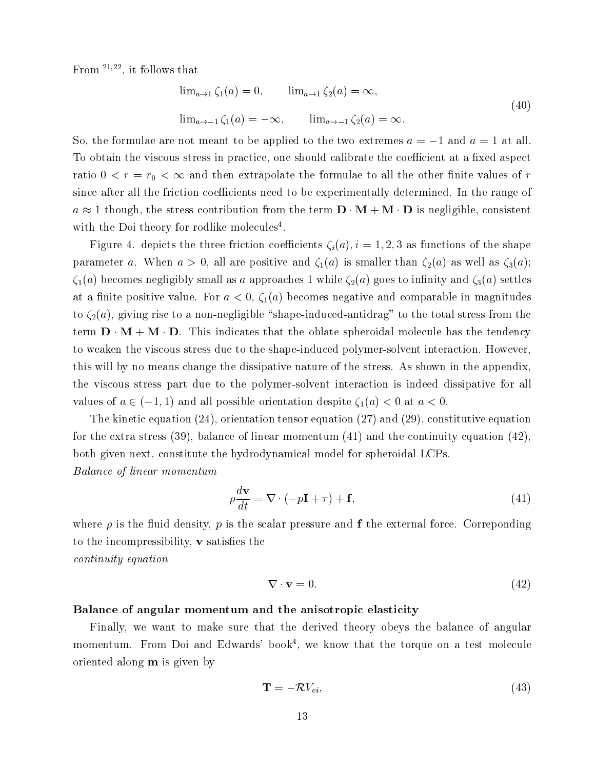From [21,22], it follows that

$$\begin{aligned} &\lim_{a \to 1} \zeta_1(a) = 0, \qquad \lim_{a \to 1} \zeta_2(a) = \infty, \\ &\lim_{a \to -1} \zeta_1(a) = -\infty, \qquad \lim_{a \to -1} \zeta_2(a) = \infty. \end{aligned} \tag{40}$$

So, the formulae are not meant to be applied to the two extremes $a = -1$ and $a = 1$ at all. To obtain the viscous stress in practice, one should calibrate the coefficient at a fixed aspect ratio $0 < r = r_0 < \infty$ and then extrapolate the formulae to all the other finite values of $r$ since after all the friction coefficients need to be experimentally determined. In the range of $a \approx 1$ though, the stress contribution from the term $\mathbf{D} \cdot \mathbf{M} + \mathbf{M} \cdot \mathbf{D}$ is negligible, consistent with the Doi theory for rodlike molecules[4].

Figure 4. depicts the three friction coefficients $\zeta_i(a), i = 1, 2, 3$ as functions of the shape parameter $a$. When $a > 0$, all are positive and $\zeta_1(a)$ is smaller than $\zeta_2(a)$ as well as $\zeta_3(a)$; $\zeta_1(a)$ becomes negligibly small as $a$ approaches 1 while $\zeta_2(a)$ goes to infinity and $\zeta_3(a)$ settles at a finite positive value. For $a < 0$, $\zeta_1(a)$ becomes negative and comparable in magnitudes to $\zeta_2(a)$, giving rise to a non-negligible "shape-induced-antidrag" to the total stress from the term $\mathbf{D} \cdot \mathbf{M} + \mathbf{M} \cdot \mathbf{D}$. This indicates that the oblate spheroidal molecule has the tendency to weaken the viscous stress due to the shape-induced polymer-solvent interaction. However, this will by no means change the dissipative nature of the stress. As shown in the appendix, the viscous stress part due to the polymer-solvent interaction is indeed dissipative for all values of $a \in (-1, 1)$ and all possible orientation despite $\zeta_1(a) < 0$ at $a < 0$.

The kinetic equation (24), orientation tensor equation (27) and (29), constitutive equation for the extra stress (39), balance of linear momentum (41) and the continuity equation (42), both given next, constitute the hydrodynamical model for spheroidal LCPs.

*Balance of linear momentum*

$$\rho \frac{d\mathbf{v}}{dt} = \nabla \cdot (-p\mathbf{I} + \tau) + \mathbf{f}, \tag{41}$$

where $\rho$ is the fluid density, $p$ is the scalar pressure and $\mathbf{f}$ the external force. Correponding to the incompressibility, $\mathbf{v}$ satisfies the

*continuity equation*

$$\nabla \cdot \mathbf{v} = 0. \tag{42}$$

**Balance of angular momentum and the anisotropic elasticity**

Finally, we want to make sure that the derived theory obeys the balance of angular momentum. From Doi and Edwards' book[4], we know that the torque on a test molecule oriented along $\mathbf{m}$ is given by

$$\mathbf{T} = -\mathcal{R} V_{ei}, \tag{43}$$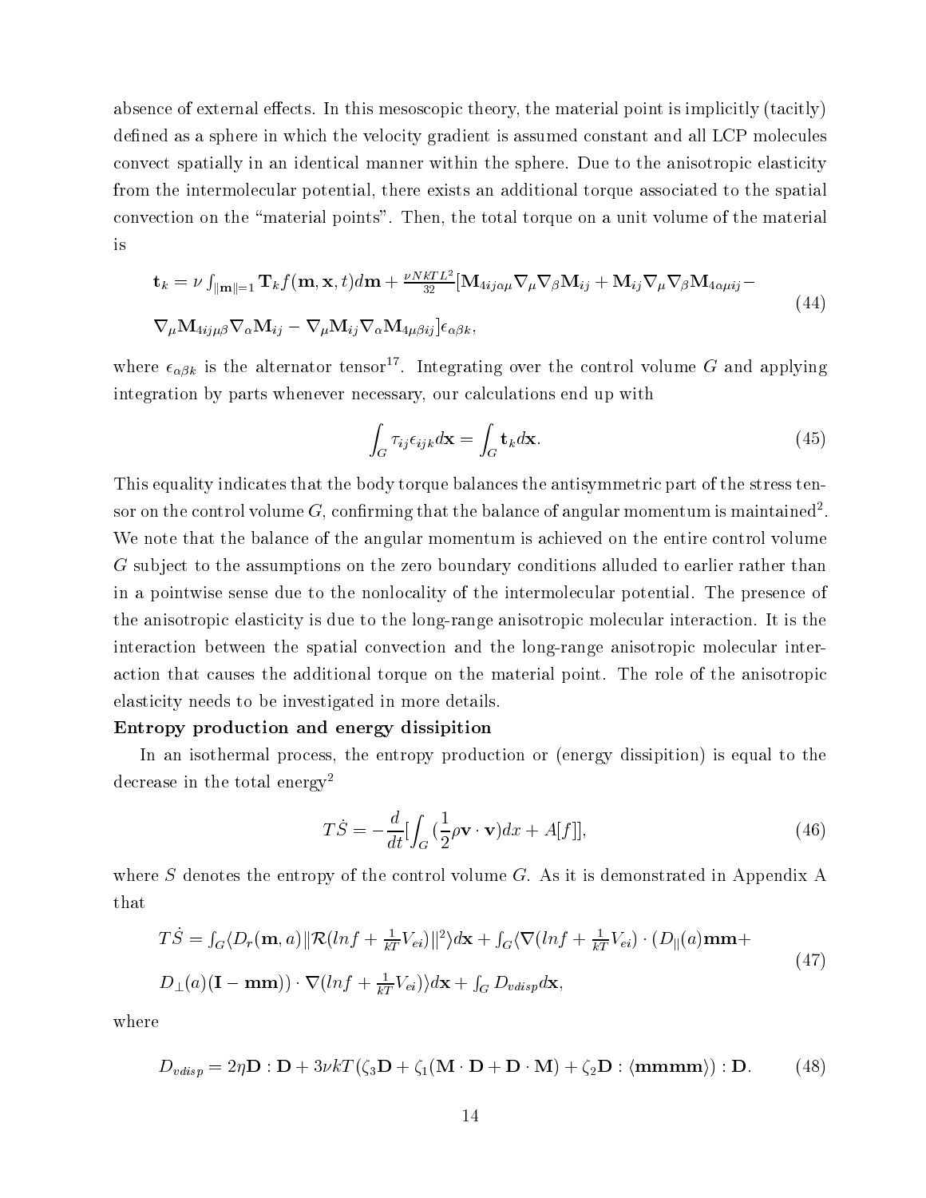absence of external effects. In this mesoscopic theory, the material point is implicitly (tacitly) defined as a sphere in which the velocity gradient is assumed constant and all LCP molecules convect spatially in an identical manner within the sphere. Due to the anisotropic elasticity from the intermolecular potential, there exists an additional torque associated to the spatial convection on the "material points". Then, the total torque on a unit volume of the material is

$$
\begin{aligned}
\mathbf{t}_k = \nu \int_{\|\mathbf{m}\|=1} \mathbf{T}_k f(\mathbf{m}, \mathbf{x}, t) d\mathbf{m} + \tfrac{\nu N k T L^2}{32} [\mathbf{M}_{4ij\alpha\mu} \nabla_\mu \nabla_\beta \mathbf{M}_{ij} + \mathbf{M}_{ij} \nabla_\mu \nabla_\beta \mathbf{M}_{4\alpha\mu ij} - \\
\nabla_\mu \mathbf{M}_{4ij\mu\beta} \nabla_\alpha \mathbf{M}_{ij} - \nabla_\mu \mathbf{M}_{ij} \nabla_\alpha \mathbf{M}_{4\mu\beta ij}] \epsilon_{\alpha\beta k},
\end{aligned}
\tag{44}
$$

where $\epsilon_{\alpha\beta k}$ is the alternator tensor[17]. Integrating over the control volume $G$ and applying integration by parts whenever necessary, our calculations end up with

$$
\int_G \tau_{ij} \epsilon_{ijk} d\mathbf{x} = \int_G \mathbf{t}_k d\mathbf{x}. \tag{45}
$$

This equality indicates that the body torque balances the antisymmetric part of the stress tensor on the control volume $G$, confirming that the balance of angular momentum is maintained[2]. We note that the balance of the angular momentum is achieved on the entire control volume $G$ subject to the assumptions on the zero boundary conditions alluded to earlier rather than in a pointwise sense due to the nonlocality of the intermolecular potential. The presence of the anisotropic elasticity is due to the long-range anisotropic molecular interaction. It is the interaction between the spatial convection and the long-range anisotropic molecular interaction that causes the additional torque on the material point. The role of the anisotropic elasticity needs to be investigated in more details.

**Entropy production and energy dissipition**

In an isothermal process, the entropy production or (energy dissipition) is equal to the decrease in the total energy[2]

$$
T\dot{S} = -\frac{d}{dt}\Big[\int_G (\frac{1}{2}\rho \mathbf{v} \cdot \mathbf{v}) dx + A[f]\Big], \tag{46}
$$

where $S$ denotes the entropy of the control volume $G$. As it is demonstrated in Appendix A that

$$
\begin{aligned}
T\dot{S} = \int_G \langle D_r(\mathbf{m}, a) \|\mathcal{R}(ln f + \tfrac{1}{kT} V_{ei})\|^2 \rangle d\mathbf{x} + \int_G \langle \nabla(ln f + \tfrac{1}{kT} V_{ei}) \cdot (D_{\|}(a)\mathbf{mm} + \\
D_{\perp}(a)(\mathbf{I} - \mathbf{mm})) \cdot \nabla(ln f + \tfrac{1}{kT} V_{ei}) \rangle d\mathbf{x} + \int_G D_{vdisp} d\mathbf{x},
\end{aligned}
\tag{47}
$$

where

$$
D_{vdisp} = 2\eta \mathbf{D} : \mathbf{D} + 3\nu kT(\zeta_3 \mathbf{D} + \zeta_1(\mathbf{M} \cdot \mathbf{D} + \mathbf{D} \cdot \mathbf{M}) + \zeta_2 \mathbf{D} : \langle \mathbf{mmmm} \rangle) : \mathbf{D}. \tag{48}
$$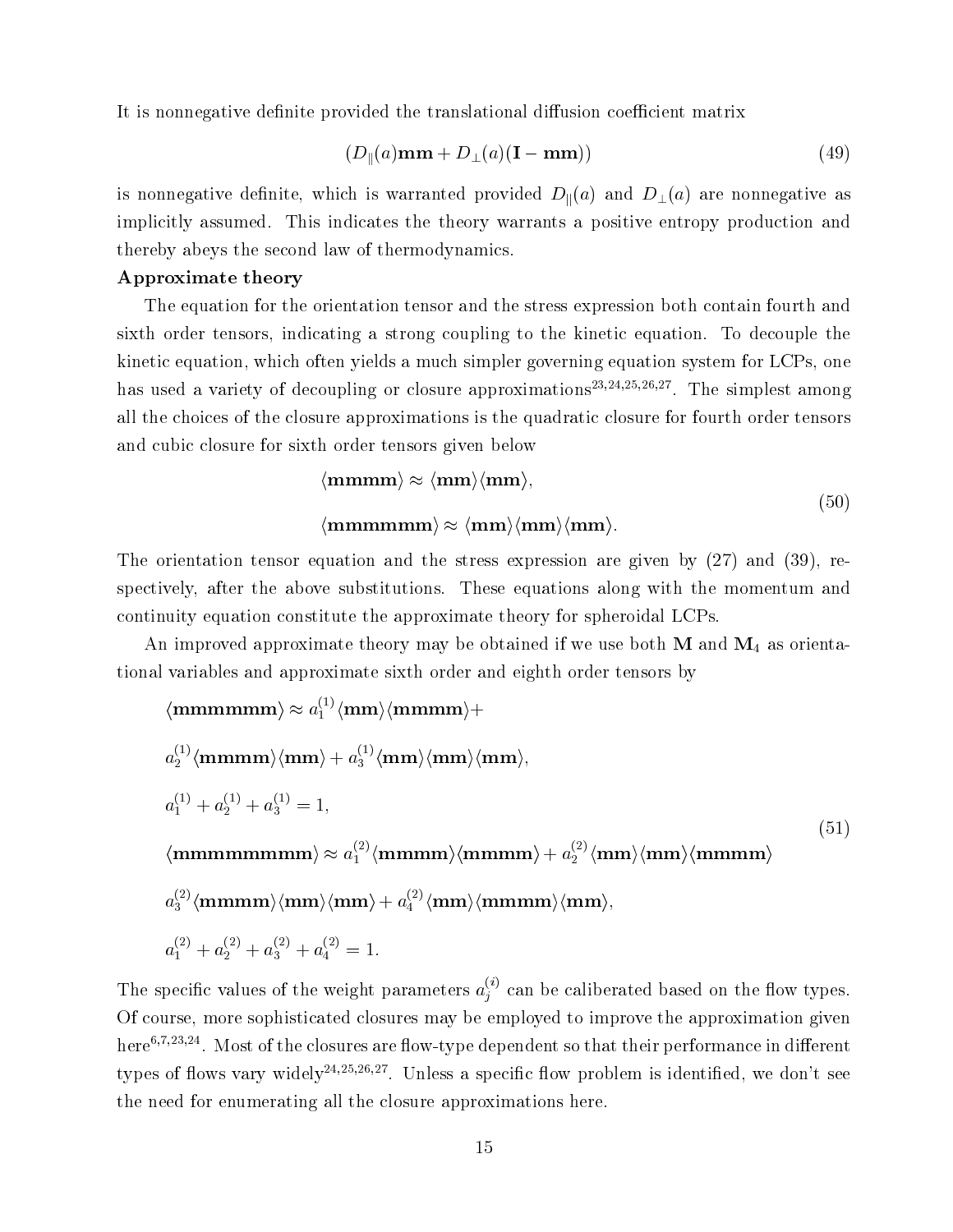It is nonnegative definite provided the translational diffusion coefficient matrix

$$(D_{\|}(a)\mathbf{mm} + D_{\perp}(a)(\mathbf{I} - \mathbf{mm})) \tag{49}$$

is nonnegative definite, which is warranted provided $D_{\|}(a)$ and $D_{\perp}(a)$ are nonnegative as implicitly assumed. This indicates the theory warrants a positive entropy production and thereby abeys the second law of thermodynamics.

**Approximate theory**

The equation for the orientation tensor and the stress expression both contain fourth and sixth order tensors, indicating a strong coupling to the kinetic equation. To decouple the kinetic equation, which often yields a much simpler governing equation system for LCPs, one has used a variety of decoupling or closure approximations[23,24,25,26,27]. The simplest among all the choices of the closure approximations is the quadratic closure for fourth order tensors and cubic closure for sixth order tensors given below

$$\begin{aligned}
&\langle \mathbf{mmmm} \rangle \approx \langle \mathbf{mm} \rangle \langle \mathbf{mm} \rangle, \\
&\langle \mathbf{mmmmmm} \rangle \approx \langle \mathbf{mm} \rangle \langle \mathbf{mm} \rangle \langle \mathbf{mm} \rangle.
\end{aligned} \tag{50}$$

The orientation tensor equation and the stress expression are given by (27) and (39), respectively, after the above substitutions. These equations along with the momentum and continuity equation constitute the approximate theory for spheroidal LCPs.

An improved approximate theory may be obtained if we use both $\mathbf{M}$ and $\mathbf{M}_4$ as orientational variables and approximate sixth order and eighth order tensors by

$$\begin{aligned}
&\langle \mathbf{mmmmmm} \rangle \approx a_1^{(1)} \langle \mathbf{mm} \rangle \langle \mathbf{mmmm} \rangle + \\
&a_2^{(1)} \langle \mathbf{mmmm} \rangle \langle \mathbf{mm} \rangle + a_3^{(1)} \langle \mathbf{mm} \rangle \langle \mathbf{mm} \rangle \langle \mathbf{mm} \rangle, \\
&a_1^{(1)} + a_2^{(1)} + a_3^{(1)} = 1, \\
&\langle \mathbf{mmmmmmmm} \rangle \approx a_1^{(2)} \langle \mathbf{mmmm} \rangle \langle \mathbf{mmmm} \rangle + a_2^{(2)} \langle \mathbf{mm} \rangle \langle \mathbf{mm} \rangle \langle \mathbf{mmmm} \rangle \\
&a_3^{(2)} \langle \mathbf{mmmm} \rangle \langle \mathbf{mm} \rangle \langle \mathbf{mm} \rangle + a_4^{(2)} \langle \mathbf{mm} \rangle \langle \mathbf{mmmm} \rangle \langle \mathbf{mm} \rangle, \\
&a_1^{(2)} + a_2^{(2)} + a_3^{(2)} + a_4^{(2)} = 1.
\end{aligned} \tag{51}$$

The specific values of the weight parameters $a_j^{(i)}$ can be caliberated based on the flow types. Of course, more sophisticated closures may be employed to improve the approximation given here[6,7,23,24]. Most of the closures are flow-type dependent so that their performance in different types of flows vary widely[24,25,26,27]. Unless a specific flow problem is identified, we don't see the need for enumerating all the closure approximations here.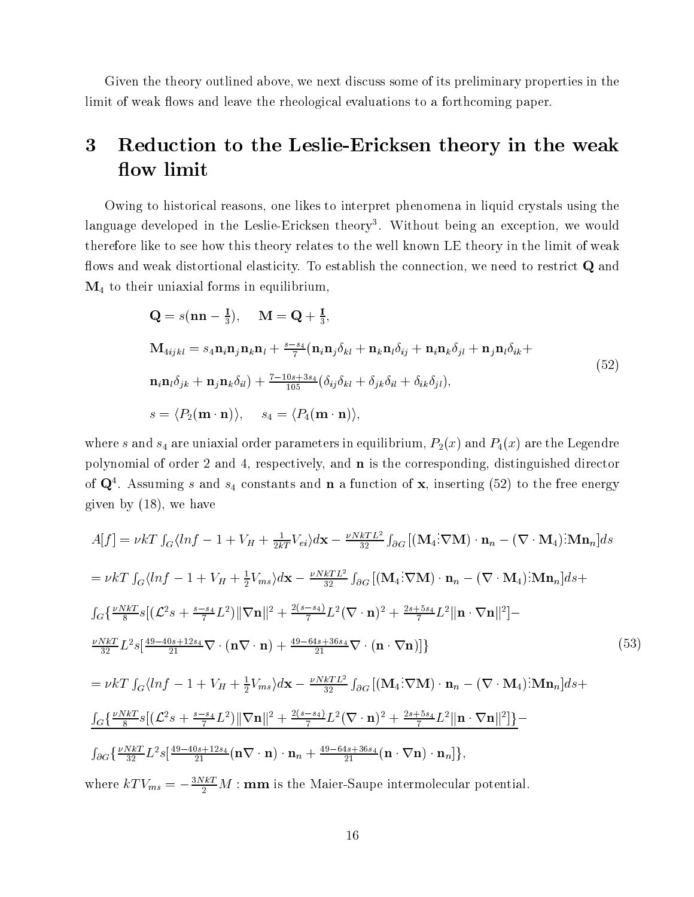Given the theory outlined above, we next discuss some of its preliminary properties in the limit of weak flows and leave the rheological evaluations to a forthcoming paper.

# 3 Reduction to the Leslie-Ericksen theory in the weak flow limit

Owing to historical reasons, one likes to interpret phenomena in liquid crystals using the language developed in the Leslie-Ericksen theory[3]. Without being an exception, we would therefore like to see how this theory relates to the well known LE theory in the limit of weak flows and weak distortional elasticity. To establish the connection, we need to restrict $\mathbf{Q}$ and $\mathbf{M}_4$ to their uniaxial forms in equilibrium,

$$
\begin{aligned}
&\mathbf{Q} = s(\mathbf{nn} - \tfrac{\mathbf{I}}{3}), \quad \mathbf{M} = \mathbf{Q} + \tfrac{\mathbf{I}}{3},\\
&\mathbf{M}_{4ijkl} = s_4 \mathbf{n}_i\mathbf{n}_j\mathbf{n}_k\mathbf{n}_l + \tfrac{s-s_4}{7}(\mathbf{n}_i\mathbf{n}_j\delta_{kl} + \mathbf{n}_k\mathbf{n}_l\delta_{ij} + \mathbf{n}_i\mathbf{n}_k\delta_{jl} + \mathbf{n}_j\mathbf{n}_l\delta_{ik} +\\
&\mathbf{n}_i\mathbf{n}_l\delta_{jk} + \mathbf{n}_j\mathbf{n}_k\delta_{il}) + \tfrac{7-10s+3s_4}{105}(\delta_{ij}\delta_{kl} + \delta_{jk}\delta_{il} + \delta_{ik}\delta_{jl}),\\
&s = \langle P_2(\mathbf{m}\cdot\mathbf{n})\rangle, \quad s_4 = \langle P_4(\mathbf{m}\cdot\mathbf{n})\rangle,
\end{aligned}
\tag{52}
$$

where $s$ and $s_4$ are uniaxial order parameters in equilibrium, $P_2(x)$ and $P_4(x)$ are the Legendre polynomial of order 2 and 4, respectively, and $\mathbf{n}$ is the corresponding, distinguished director of $\mathbf{Q}$[4]. Assuming $s$ and $s_4$ constants and $\mathbf{n}$ a function of $\mathbf{x}$, inserting (52) to the free energy given by (18), we have

$$
\begin{aligned}
A[f] &= \nu kT \int_G \langle lnf - 1 + V_H + \tfrac{1}{2kT}V_{ei}\rangle d\mathbf{x} - \tfrac{\nu NkTL^2}{32}\int_{\partial G}[(\mathbf{M}_4 \vdots \nabla\mathbf{M})\cdot\mathbf{n}_n - (\nabla\cdot\mathbf{M}_4)\vdots\mathbf{M}\mathbf{n}_n]ds\\
&= \nu kT \int_G \langle lnf - 1 + V_H + \tfrac{1}{2}V_{ms}\rangle d\mathbf{x} - \tfrac{\nu NkTL^2}{32}\int_{\partial G}[(\mathbf{M}_4 \vdots \nabla\mathbf{M})\cdot\mathbf{n}_n - (\nabla\cdot\mathbf{M}_4)\vdots\mathbf{M}\mathbf{n}_n]ds +\\
&\int_G\{\tfrac{\nu NkT}{8}s[(\mathcal{L}^2 s + \tfrac{s-s_4}{7}L^2)\|\nabla\mathbf{n}\|^2 + \tfrac{2(s-s_4)}{7}L^2(\nabla\cdot\mathbf{n})^2 + \tfrac{2s+5s_4}{7}L^2\|\mathbf{n}\cdot\nabla\mathbf{n}\|^2] -\\
&\tfrac{\nu NkT}{32}L^2 s[\tfrac{49-40s+12s_4}{21}\nabla\cdot(\mathbf{n}\nabla\cdot\mathbf{n}) + \tfrac{49-64s+36s_4}{21}\nabla\cdot(\mathbf{n}\cdot\nabla\mathbf{n})]\}\\
&= \nu kT \int_G \langle lnf - 1 + V_H + \tfrac{1}{2}V_{ms}\rangle d\mathbf{x} - \tfrac{\nu NkTL^2}{32}\int_{\partial G}[(\mathbf{M}_4 \vdots \nabla\mathbf{M})\cdot\mathbf{n}_n - (\nabla\cdot\mathbf{M}_4)\vdots\mathbf{M}\mathbf{n}_n]ds +\\
&\underline{\int_G\{\tfrac{\nu NkT}{8}s[(\mathcal{L}^2 s + \tfrac{s-s_4}{7}L^2)\|\nabla\mathbf{n}\|^2 + \tfrac{2(s-s_4)}{7}L^2(\nabla\cdot\mathbf{n})^2 + \tfrac{2s+5s_4}{7}L^2\|\mathbf{n}\cdot\nabla\mathbf{n}\|^2]\}} -\\
&\int_{\partial G}\{\tfrac{\nu NkT}{32}L^2 s[\tfrac{49-40s+12s_4}{21}(\mathbf{n}\nabla\cdot\mathbf{n})\cdot\mathbf{n}_n + \tfrac{49-64s+36s_4}{21}(\mathbf{n}\cdot\nabla\mathbf{n})\cdot\mathbf{n}_n]\},
\end{aligned}
\tag{53}
$$

where $kTV_{ms} = -\frac{3NkT}{2}M : \mathbf{mm}$ is the Maier-Saupe intermolecular potential.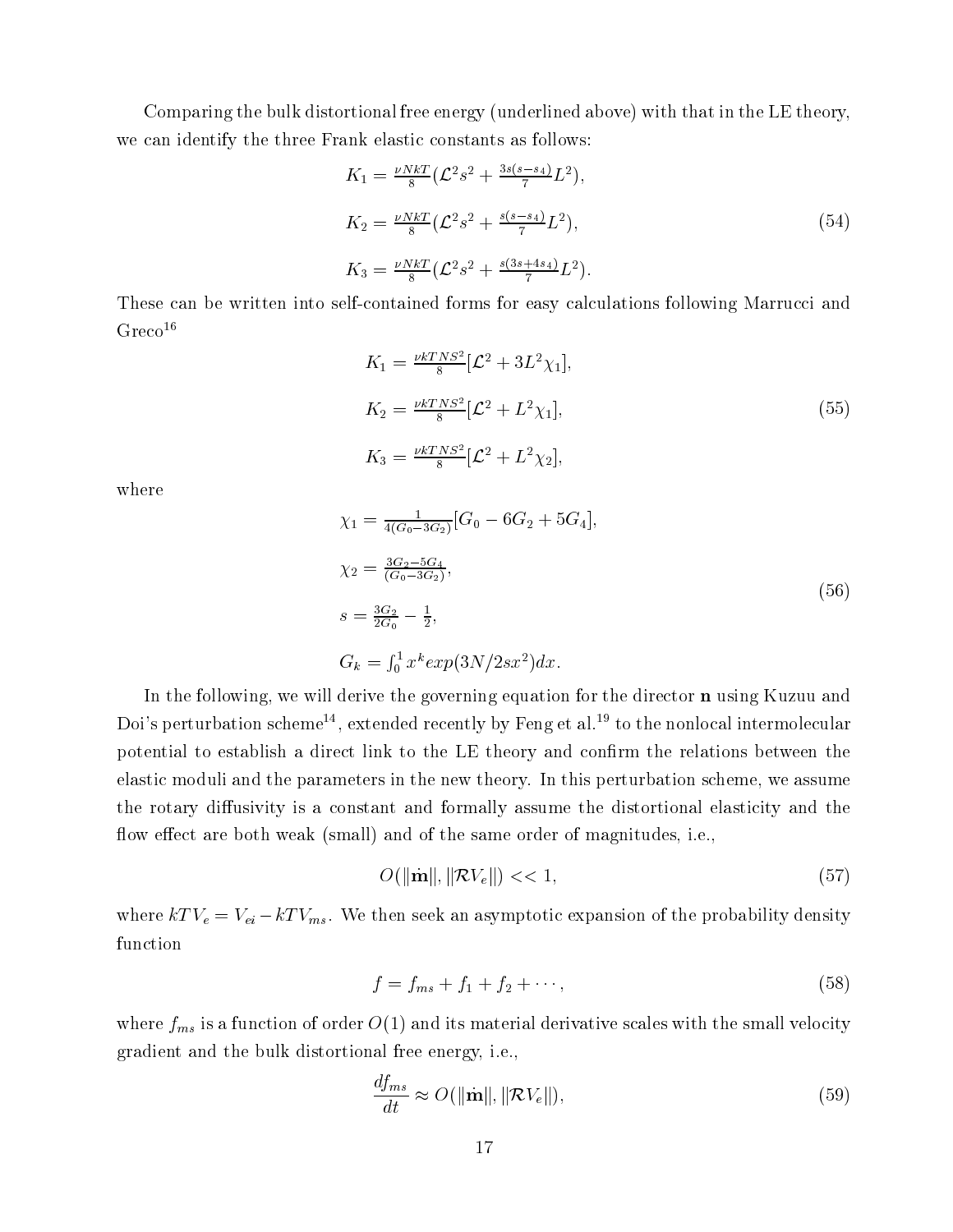Comparing the bulk distortional free energy (underlined above) with that in the LE theory, we can identify the three Frank elastic constants as follows:

$$
\begin{aligned}
K_1 &= \tfrac{\nu NkT}{8}(\mathcal{L}^2 s^2 + \tfrac{3s(s-s_4)}{7}L^2),\\
K_2 &= \tfrac{\nu NkT}{8}(\mathcal{L}^2 s^2 + \tfrac{s(s-s_4)}{7}L^2),\\
K_3 &= \tfrac{\nu NkT}{8}(\mathcal{L}^2 s^2 + \tfrac{s(3s+4s_4)}{7}L^2).
\end{aligned}
\tag{54}
$$

These can be written into self-contained forms for easy calculations following Marrucci and Greco[16]

$$
\begin{aligned}
K_1 &= \tfrac{\nu kTNS^2}{8}[\mathcal{L}^2 + 3L^2\chi_1],\\
K_2 &= \tfrac{\nu kTNS^2}{8}[\mathcal{L}^2 + L^2\chi_1],\\
K_3 &= \tfrac{\nu kTNS^2}{8}[\mathcal{L}^2 + L^2\chi_2],
\end{aligned}
\tag{55}
$$

where

$$
\begin{aligned}
\chi_1 &= \tfrac{1}{4(G_0-3G_2)}[G_0 - 6G_2 + 5G_4],\\
\chi_2 &= \tfrac{3G_2-5G_4}{(G_0-3G_2)},\\
s &= \tfrac{3G_2}{2G_0} - \tfrac{1}{2},\\
G_k &= \textstyle\int_0^1 x^k exp(3N/2sx^2)dx.
\end{aligned}
\tag{56}
$$

In the following, we will derive the governing equation for the director $\mathbf{n}$ using Kuzuu and Doi's perturbation scheme[14], extended recently by Feng et al.[19] to the nonlocal intermolecular potential to establish a direct link to the LE theory and confirm the relations between the elastic moduli and the parameters in the new theory. In this perturbation scheme, we assume the rotary diffusivity is a constant and formally assume the distortional elasticity and the flow effect are both weak (small) and of the same order of magnitudes, i.e.,

$$
O(\|\dot{\mathbf{m}}\|, \|\mathcal{R}V_e\|) << 1,
\tag{57}
$$

where $kTV_e = V_{ei} - kTV_{ms}$. We then seek an asymptotic expansion of the probability density function

$$
f = f_{ms} + f_1 + f_2 + \cdots,
\tag{58}
$$

where $f_{ms}$ is a function of order $O(1)$ and its material derivative scales with the small velocity gradient and the bulk distortional free energy, i.e.,

$$
\frac{df_{ms}}{dt} \approx O(\|\dot{\mathbf{m}}\|, \|\mathcal{R}V_e\|),
\tag{59}
$$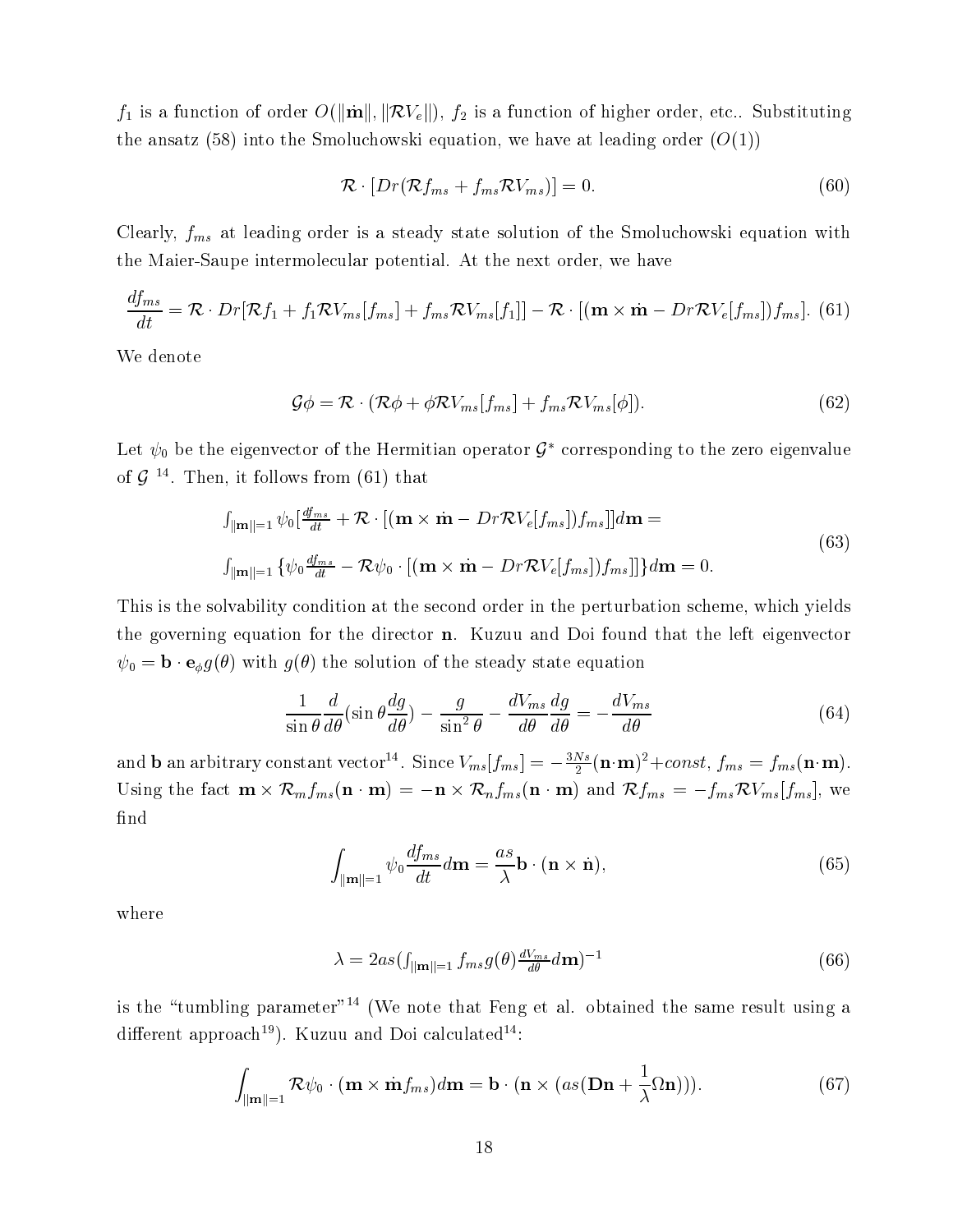$f_1$ is a function of order $O(\|\dot{\mathbf{m}}\|, \|\mathcal{R}V_e\|)$, $f_2$ is a function of higher order, etc.. Substituting the ansatz (58) into the Smoluchowski equation, we have at leading order ($O(1)$)

$$\mathcal{R} \cdot [Dr(\mathcal{R}f_{ms} + f_{ms}\mathcal{R}V_{ms})] = 0. \tag{60}$$

Clearly, $f_{ms}$ at leading order is a steady state solution of the Smoluchowski equation with the Maier-Saupe intermolecular potential. At the next order, we have

$$\frac{df_{ms}}{dt} = \mathcal{R} \cdot Dr[\mathcal{R}f_1 + f_1\mathcal{R}V_{ms}[f_{ms}] + f_{ms}\mathcal{R}V_{ms}[f_1]] - \mathcal{R} \cdot [(\mathbf{m} \times \dot{\mathbf{m}} - Dr\mathcal{R}V_e[f_{ms}])f_{ms}]. \tag{61}$$

We denote

$$\mathcal{G}\phi = \mathcal{R} \cdot (\mathcal{R}\phi + \phi\mathcal{R}V_{ms}[f_{ms}] + f_{ms}\mathcal{R}V_{ms}[\phi]). \tag{62}$$

Let $\psi_0$ be the eigenvector of the Hermitian operator $\mathcal{G}^*$ corresponding to the zero eigenvalue of $\mathcal{G}$ [14]. Then, it follows from (61) that

$$\begin{aligned} &\int_{\|\mathbf{m}\|=1} \psi_0 [\tfrac{df_{ms}}{dt} + \mathcal{R} \cdot [(\mathbf{m} \times \dot{\mathbf{m}} - Dr\mathcal{R}V_e[f_{ms}])f_{ms}]] d\mathbf{m} = \\ &\int_{\|\mathbf{m}\|=1} \{\psi_0 \tfrac{df_{ms}}{dt} - \mathcal{R}\psi_0 \cdot [(\mathbf{m} \times \dot{\mathbf{m}} - Dr\mathcal{R}V_e[f_{ms}])f_{ms}]\} d\mathbf{m} = 0. \end{aligned} \tag{63}$$

This is the solvability condition at the second order in the perturbation scheme, which yields the governing equation for the director $\mathbf{n}$. Kuzuu and Doi found that the left eigenvector $\psi_0 = \mathbf{b} \cdot \mathbf{e}_\phi g(\theta)$ with $g(\theta)$ the solution of the steady state equation

$$\frac{1}{\sin\theta}\frac{d}{d\theta}(\sin\theta\frac{dg}{d\theta}) - \frac{g}{\sin^2\theta} - \frac{dV_{ms}}{d\theta}\frac{dg}{d\theta} = -\frac{dV_{ms}}{d\theta} \tag{64}$$

and $\mathbf{b}$ an arbitrary constant vector[14]. Since $V_{ms}[f_{ms}] = -\frac{3Ns}{2}(\mathbf{n}\cdot\mathbf{m})^2 + const$, $f_{ms} = f_{ms}(\mathbf{n}\cdot\mathbf{m})$. Using the fact $\mathbf{m} \times \mathcal{R}_m f_{ms}(\mathbf{n}\cdot\mathbf{m}) = -\mathbf{n} \times \mathcal{R}_n f_{ms}(\mathbf{n}\cdot\mathbf{m})$ and $\mathcal{R}f_{ms} = -f_{ms}\mathcal{R}V_{ms}[f_{ms}]$, we find

$$\int_{\|\mathbf{m}\|=1} \psi_0 \frac{df_{ms}}{dt} d\mathbf{m} = \frac{as}{\lambda}\mathbf{b} \cdot (\mathbf{n} \times \dot{\mathbf{n}}), \tag{65}$$

where

$$\lambda = 2as(\textstyle\int_{\|\mathbf{m}\|=1} f_{ms} g(\theta) \frac{dV_{ms}}{d\theta} d\mathbf{m})^{-1} \tag{66}$$

is the "tumbling parameter"[14] (We note that Feng et al. obtained the same result using a different approach[19]). Kuzuu and Doi calculated[14]:

$$\int_{\|\mathbf{m}\|=1} \mathcal{R}\psi_0 \cdot (\mathbf{m} \times \dot{\mathbf{m}} f_{ms}) d\mathbf{m} = \mathbf{b} \cdot (\mathbf{n} \times (as(\mathbf{D}\mathbf{n} + \frac{1}{\lambda}\Omega\mathbf{n}))). \tag{67}$$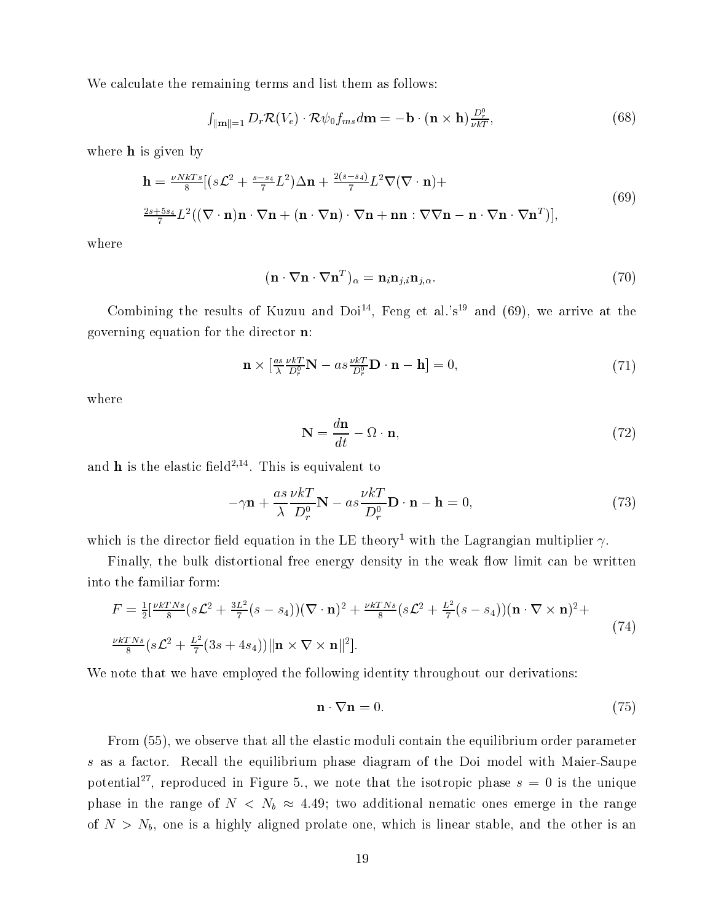We calculate the remaining terms and list them as follows:

$$\int_{\|\mathbf{m}\|=1} D_r \mathcal{R}(V_e) \cdot \mathcal{R}\psi_0 f_{ms} d\mathbf{m} = -\mathbf{b} \cdot (\mathbf{n} \times \mathbf{h}) \tfrac{D_r^0}{\nu kT}, \tag{68}$$

where $\mathbf{h}$ is given by

$$\begin{aligned}
&\mathbf{h} = \tfrac{\nu NkTs}{8}[(s\mathcal{L}^2 + \tfrac{s-s_4}{7}L^2)\Delta\mathbf{n} + \tfrac{2(s-s_4)}{7}L^2\nabla(\nabla\cdot\mathbf{n}) + \\
&\tfrac{2s+5s_4}{7}L^2((\nabla\cdot\mathbf{n})\mathbf{n}\cdot\nabla\mathbf{n} + (\mathbf{n}\cdot\nabla\mathbf{n})\cdot\nabla\mathbf{n} + \mathbf{n}\mathbf{n}:\nabla\nabla\mathbf{n} - \mathbf{n}\cdot\nabla\mathbf{n}\cdot\nabla\mathbf{n}^T)],
\end{aligned} \tag{69}$$

where

$$(\mathbf{n}\cdot\nabla\mathbf{n}\cdot\nabla\mathbf{n}^T)_\alpha = \mathbf{n}_i \mathbf{n}_{j,i}\mathbf{n}_{j,\alpha}. \tag{70}$$

Combining the results of Kuzuu and Doi[14], Feng et al.'s[19] and (69), we arrive at the governing equation for the director $\mathbf{n}$:

$$\mathbf{n} \times [\tfrac{as}{\lambda}\tfrac{\nu kT}{D_r^0}\mathbf{N} - as\tfrac{\nu kT}{D_r^0}\mathbf{D}\cdot\mathbf{n} - \mathbf{h}] = 0, \tag{71}$$

where

$$\mathbf{N} = \frac{d\mathbf{n}}{dt} - \Omega\cdot\mathbf{n}, \tag{72}$$

and $\mathbf{h}$ is the elastic field[2,14]. This is equivalent to

$$-\gamma\mathbf{n} + \frac{as}{\lambda}\frac{\nu kT}{D_r^0}\mathbf{N} - as\frac{\nu kT}{D_r^0}\mathbf{D}\cdot\mathbf{n} - \mathbf{h} = 0, \tag{73}$$

which is the director field equation in the LE theory[1] with the Lagrangian multiplier $\gamma$.

Finally, the bulk distortional free energy density in the weak flow limit can be written into the familiar form:

$$\begin{aligned}
&F = \tfrac{1}{2}[\tfrac{\nu kTNs}{8}(s\mathcal{L}^2 + \tfrac{3L^2}{7}(s-s_4))(\nabla\cdot\mathbf{n})^2 + \tfrac{\nu kTNs}{8}(s\mathcal{L}^2 + \tfrac{L^2}{7}(s-s_4))(\mathbf{n}\cdot\nabla\times\mathbf{n})^2 + \\
&\tfrac{\nu kTNs}{8}(s\mathcal{L}^2 + \tfrac{L^2}{7}(3s+4s_4))\|\mathbf{n}\times\nabla\times\mathbf{n}\|^2].
\end{aligned} \tag{74}$$

We note that we have employed the following identity throughout our derivations:

$$\mathbf{n}\cdot\nabla\mathbf{n} = 0. \tag{75}$$

From (55), we observe that all the elastic moduli contain the equilibrium order parameter $s$ as a factor. Recall the equilibrium phase diagram of the Doi model with Maier-Saupe potential[27], reproduced in Figure 5., we note that the isotropic phase $s = 0$ is the unique phase in the range of $N < N_b \approx 4.49$; two additional nematic ones emerge in the range of $N > N_b$, one is a highly aligned prolate one, which is linear stable, and the other is an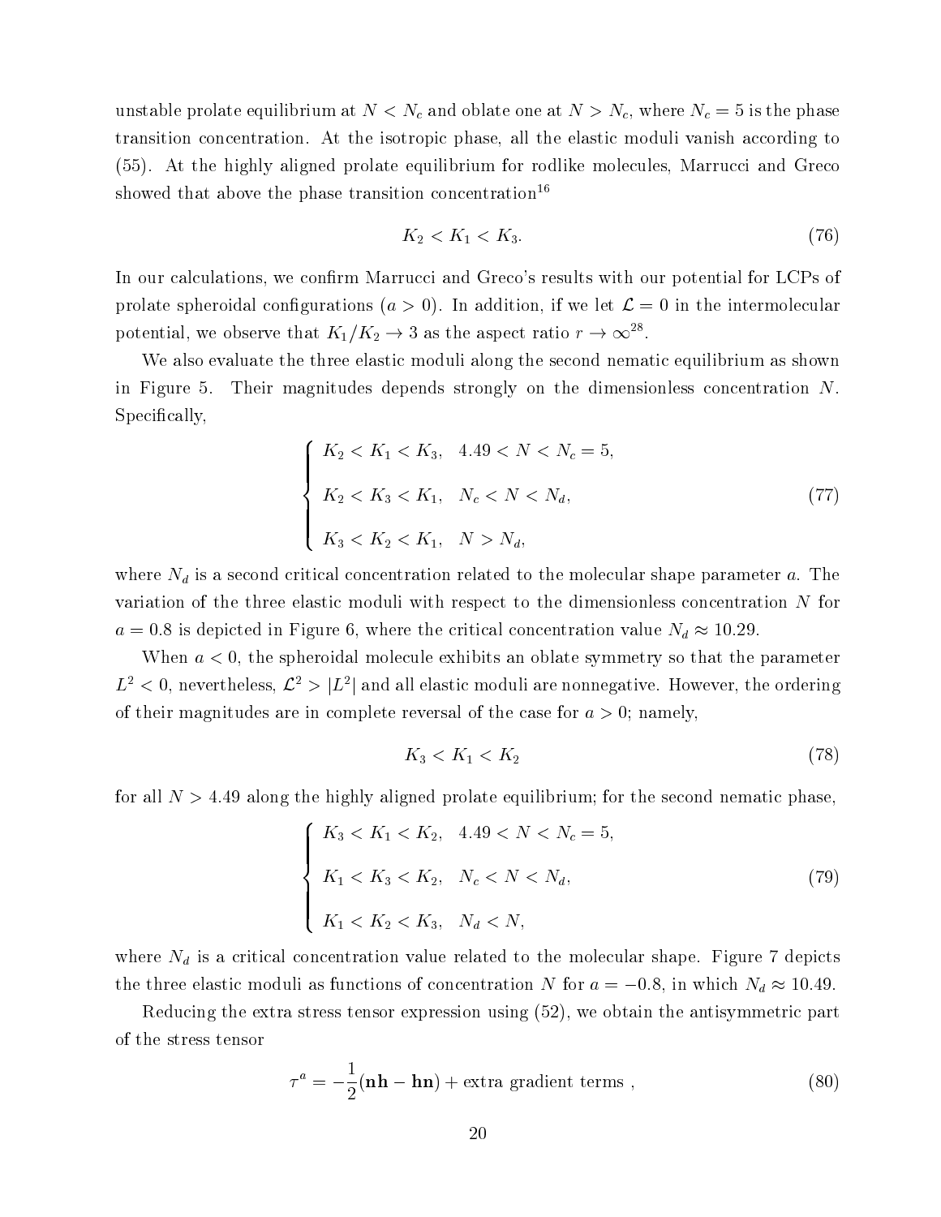unstable prolate equilibrium at $N < N_c$ and oblate one at $N > N_c$, where $N_c = 5$ is the phase transition concentration. At the isotropic phase, all the elastic moduli vanish according to (55). At the highly aligned prolate equilibrium for rodlike molecules, Marrucci and Greco showed that above the phase transition concentration[16]

$$K_2 < K_1 < K_3. \tag{76}$$

In our calculations, we confirm Marrucci and Greco's results with our potential for LCPs of prolate spheroidal configurations ($a > 0$). In addition, if we let $\mathcal{L} = 0$ in the intermolecular potential, we observe that $K_1/K_2 \to 3$ as the aspect ratio $r \to \infty$[28].

We also evaluate the three elastic moduli along the second nematic equilibrium as shown in Figure 5. Their magnitudes depends strongly on the dimensionless concentration $N$. Specifically,

$$\begin{cases} K_2 < K_1 < K_3, & 4.49 < N < N_c = 5, \\ K_2 < K_3 < K_1, & N_c < N < N_d, \\ K_3 < K_2 < K_1, & N > N_d, \end{cases} \tag{77}$$

where $N_d$ is a second critical concentration related to the molecular shape parameter $a$. The variation of the three elastic moduli with respect to the dimensionless concentration $N$ for $a = 0.8$ is depicted in Figure 6, where the critical concentration value $N_d \approx 10.29$.

When $a < 0$, the spheroidal molecule exhibits an oblate symmetry so that the parameter $L^2 < 0$, nevertheless, $\mathcal{L}^2 > |L^2|$ and all elastic moduli are nonnegative. However, the ordering of their magnitudes are in complete reversal of the case for $a > 0$; namely,

$$K_3 < K_1 < K_2 \tag{78}$$

for all $N > 4.49$ along the highly aligned prolate equilibrium; for the second nematic phase,

$$\begin{cases} K_3 < K_1 < K_2, & 4.49 < N < N_c = 5, \\ K_1 < K_3 < K_2, & N_c < N < N_d, \\ K_1 < K_2 < K_3, & N_d < N, \end{cases} \tag{79}$$

where $N_d$ is a critical concentration value related to the molecular shape. Figure 7 depicts the three elastic moduli as functions of concentration $N$ for $a = -0.8$, in which $N_d \approx 10.49$.

Reducing the extra stress tensor expression using (52), we obtain the antisymmetric part of the stress tensor

$$\tau^a = -\frac{1}{2}(\mathbf{nh} - \mathbf{hn}) + \text{extra gradient terms }, \tag{80}$$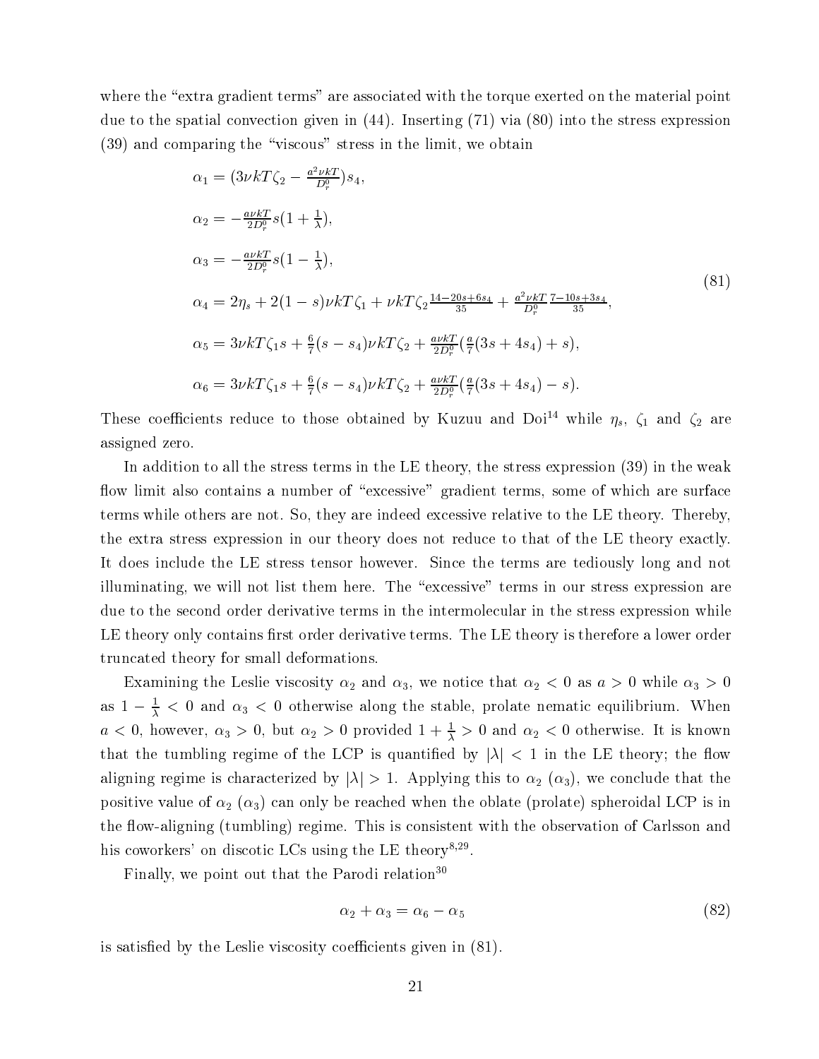where the "extra gradient terms" are associated with the torque exerted on the material point due to the spatial convection given in (44). Inserting (71) via (80) into the stress expression (39) and comparing the "viscous" stress in the limit, we obtain

$$
\begin{aligned}
&\alpha_1 = (3\nu kT\zeta_2 - \tfrac{a^2\nu kT}{D_r^0})s_4, \\
&\alpha_2 = -\tfrac{a\nu kT}{2D_r^0}s(1+\tfrac{1}{\lambda}), \\
&\alpha_3 = -\tfrac{a\nu kT}{2D_r^0}s(1-\tfrac{1}{\lambda}), \\
&\alpha_4 = 2\eta_s + 2(1-s)\nu kT\zeta_1 + \nu kT\zeta_2\tfrac{14-20s+6s_4}{35} + \tfrac{a^2\nu kT}{D_r^0}\tfrac{7-10s+3s_4}{35}, \\
&\alpha_5 = 3\nu kT\zeta_1 s + \tfrac{6}{7}(s-s_4)\nu kT\zeta_2 + \tfrac{a\nu kT}{2D_r^0}(\tfrac{a}{7}(3s+4s_4)+s), \\
&\alpha_6 = 3\nu kT\zeta_1 s + \tfrac{6}{7}(s-s_4)\nu kT\zeta_2 + \tfrac{a\nu kT}{2D_r^0}(\tfrac{a}{7}(3s+4s_4)-s).
\end{aligned}
\tag{81}
$$

These coefficients reduce to those obtained by Kuzuu and Doi[14] while $\eta_s$, $\zeta_1$ and $\zeta_2$ are assigned zero.

In addition to all the stress terms in the LE theory, the stress expression (39) in the weak flow limit also contains a number of "excessive" gradient terms, some of which are surface terms while others are not. So, they are indeed excessive relative to the LE theory. Thereby, the extra stress expression in our theory does not reduce to that of the LE theory exactly. It does include the LE stress tensor however. Since the terms are tediously long and not illuminating, we will not list them here. The "excessive" terms in our stress expression are due to the second order derivative terms in the intermolecular in the stress expression while LE theory only contains first order derivative terms. The LE theory is therefore a lower order truncated theory for small deformations.

Examining the Leslie viscosity $\alpha_2$ and $\alpha_3$, we notice that $\alpha_2 < 0$ as $a > 0$ while $\alpha_3 > 0$ as $1 - \frac{1}{\lambda} < 0$ and $\alpha_3 < 0$ otherwise along the stable, prolate nematic equilibrium. When $a < 0$, however, $\alpha_3 > 0$, but $\alpha_2 > 0$ provided $1 + \frac{1}{\lambda} > 0$ and $\alpha_2 < 0$ otherwise. It is known that the tumbling regime of the LCP is quantified by $|\lambda| < 1$ in the LE theory; the flow aligning regime is characterized by $|\lambda| > 1$. Applying this to $\alpha_2$ ($\alpha_3$), we conclude that the positive value of $\alpha_2$ ($\alpha_3$) can only be reached when the oblate (prolate) spheroidal LCP is in the flow-aligning (tumbling) regime. This is consistent with the observation of Carlsson and his coworkers' on discotic LCs using the LE theory[8,29].

Finally, we point out that the Parodi relation[30]

$$
\alpha_2 + \alpha_3 = \alpha_6 - \alpha_5 \tag{82}
$$

is satisfied by the Leslie viscosity coefficients given in (81).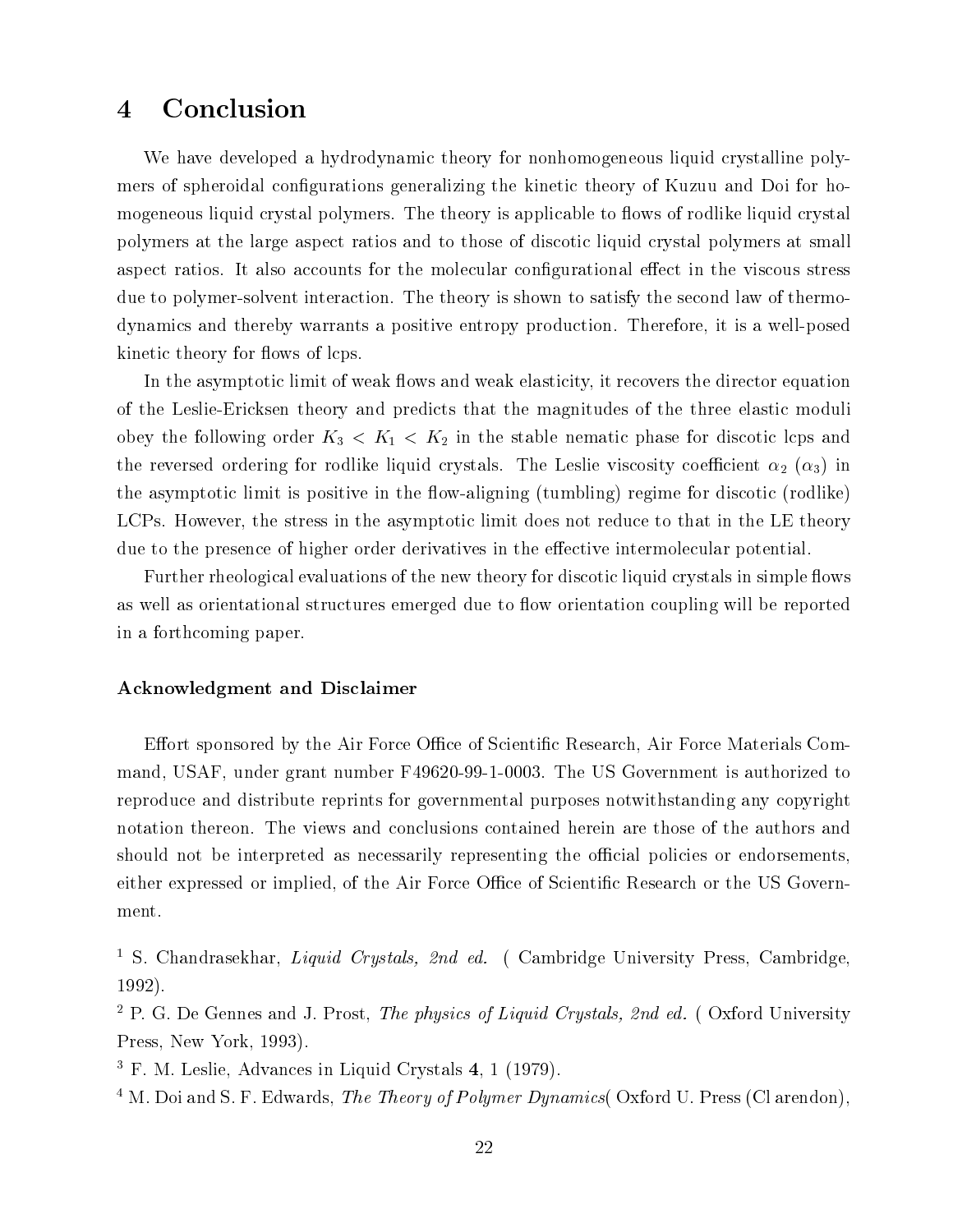# 4 Conclusion

We have developed a hydrodynamic theory for nonhomogeneous liquid crystalline polymers of spheroidal configurations generalizing the kinetic theory of Kuzuu and Doi for homogeneous liquid crystal polymers. The theory is applicable to flows of rodlike liquid crystal polymers at the large aspect ratios and to those of discotic liquid crystal polymers at small aspect ratios. It also accounts for the molecular configurational effect in the viscous stress due to polymer-solvent interaction. The theory is shown to satisfy the second law of thermodynamics and thereby warrants a positive entropy production. Therefore, it is a well-posed kinetic theory for flows of lcps.

In the asymptotic limit of weak flows and weak elasticity, it recovers the director equation of the Leslie-Ericksen theory and predicts that the magnitudes of the three elastic moduli obey the following order $K_3 < K_1 < K_2$ in the stable nematic phase for discotic lcps and the reversed ordering for rodlike liquid crystals. The Leslie viscosity coefficient $\alpha_2$ ($\alpha_3$) in the asymptotic limit is positive in the flow-aligning (tumbling) regime for discotic (rodlike) LCPs. However, the stress in the asymptotic limit does not reduce to that in the LE theory due to the presence of higher order derivatives in the effective intermolecular potential.

Further rheological evaluations of the new theory for discotic liquid crystals in simple flows as well as orientational structures emerged due to flow orientation coupling will be reported in a forthcoming paper.

### Acknowledgment and Disclaimer

Effort sponsored by the Air Force Office of Scientific Research, Air Force Materials Command, USAF, under grant number F49620-99-1-0003. The US Government is authorized to reproduce and distribute reprints for governmental purposes notwithstanding any copyright notation thereon. The views and conclusions contained herein are those of the authors and should not be interpreted as necessarily representing the official policies or endorsements, either expressed or implied, of the Air Force Office of Scientific Research or the US Government.

[1] S. Chandrasekhar, *Liquid Crystals, 2nd ed.* ( Cambridge University Press, Cambridge, 1992).

[2] P. G. De Gennes and J. Prost, *The physics of Liquid Crystals, 2nd ed.* ( Oxford University Press, New York, 1993).

[3] F. M. Leslie, Advances in Liquid Crystals **4**, 1 (1979).

[4] M. Doi and S. F. Edwards, *The Theory of Polymer Dynamics*( Oxford U. Press (Cl arendon),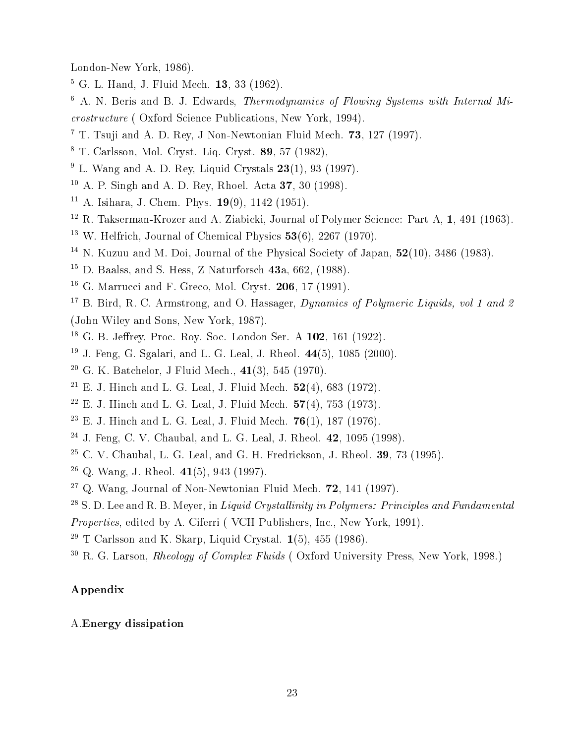London-New York, 1986).

[5] G. L. Hand, J. Fluid Mech. **13**, 33 (1962).

[6] A. N. Beris and B. J. Edwards, *Thermodynamics of Flowing Systems with Internal Microstructure* ( Oxford Science Publications, New York, 1994).

[7] T. Tsuji and A. D. Rey, J Non-Newtonian Fluid Mech. **73**, 127 (1997).

[8] T. Carlsson, Mol. Cryst. Liq. Cryst. **89**, 57 (1982),

[9] L. Wang and A. D. Rey, Liquid Crystals **23**(1), 93 (1997).

[10] A. P. Singh and A. D. Rey, Rhoel. Acta **37**, 30 (1998).

[11] A. Isihara, J. Chem. Phys. **19**(9), 1142 (1951).

[12] R. Takserman-Krozer and A. Ziabicki, Journal of Polymer Science: Part A, **1**, 491 (1963).

[13] W. Helfrich, Journal of Chemical Physics **53**(6), 2267 (1970).

[14] N. Kuzuu and M. Doi, Journal of the Physical Society of Japan, **52**(10), 3486 (1983).

[15] D. Baalss, and S. Hess, Z Naturforsch **43**a, 662, (1988).

[16] G. Marrucci and F. Greco, Mol. Cryst. **206**, 17 (1991).

[17] B. Bird, R. C. Armstrong, and O. Hassager, *Dynamics of Polymeric Liquids, vol 1 and 2* (John Wiley and Sons, New York, 1987).

[18] G. B. Jeffrey, Proc. Roy. Soc. London Ser. A **102**, 161 (1922).

[19] J. Feng, G. Sgalari, and L. G. Leal, J. Rheol. **44**(5), 1085 (2000).

[20] G. K. Batchelor, J Fluid Mech., **41**(3), 545 (1970).

[21] E. J. Hinch and L. G. Leal, J. Fluid Mech. **52**(4), 683 (1972).

[22] E. J. Hinch and L. G. Leal, J. Fluid Mech. **57**(4), 753 (1973).

[23] E. J. Hinch and L. G. Leal, J. Fluid Mech. **76**(1), 187 (1976).

[24] J. Feng, C. V. Chaubal, and L. G. Leal, J. Rheol. **42**, 1095 (1998).

[25] C. V. Chaubal, L. G. Leal, and G. H. Fredrickson, J. Rheol. **39**, 73 (1995).

[26] Q. Wang, J. Rheol. **41**(5), 943 (1997).

[27] Q. Wang, Journal of Non-Newtonian Fluid Mech. **72**, 141 (1997).

[28] S. D. Lee and R. B. Meyer, in *Liquid Crystallinity in Polymers: Principles and Fundamental Properties*, edited by A. Ciferri ( VCH Publishers, Inc., New York, 1991).

[29] T Carlsson and K. Skarp, Liquid Crystal. **1**(5), 455 (1986).

[30] R. G. Larson, *Rheology of Complex Fluids* ( Oxford University Press, New York, 1998.)

## Appendix

### A. Energy dissipation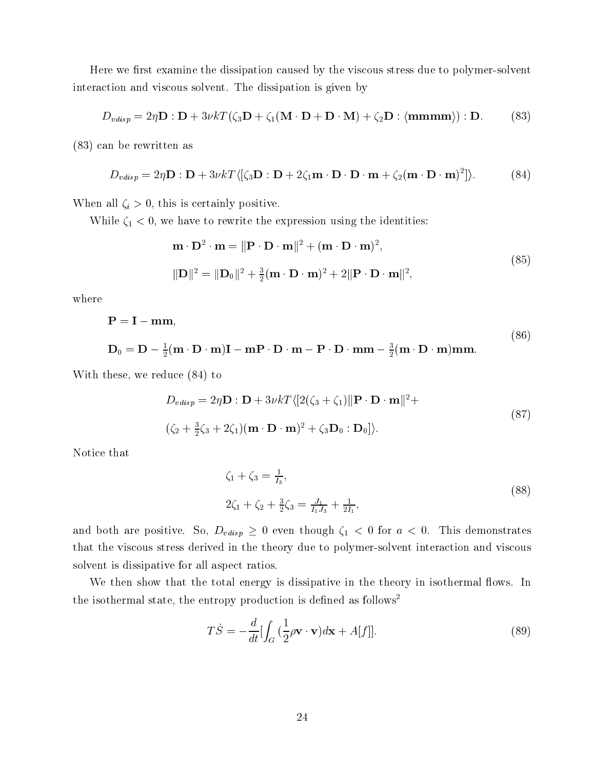Here we first examine the dissipation caused by the viscous stress due to polymer-solvent interaction and viscous solvent. The dissipation is given by

$$D_{vdisp} = 2\eta \mathbf{D} : \mathbf{D} + 3\nu kT(\zeta_3 \mathbf{D} + \zeta_1(\mathbf{M} \cdot \mathbf{D} + \mathbf{D} \cdot \mathbf{M}) + \zeta_2 \mathbf{D} : \langle \mathbf{mmmm} \rangle) : \mathbf{D}. \tag{83}$$

(83) can be rewritten as

$$D_{vdisp} = 2\eta \mathbf{D} : \mathbf{D} + 3\nu kT \langle [\zeta_3 \mathbf{D} : \mathbf{D} + 2\zeta_1 \mathbf{m} \cdot \mathbf{D} \cdot \mathbf{D} \cdot \mathbf{m} + \zeta_2 (\mathbf{m} \cdot \mathbf{D} \cdot \mathbf{m})^2] \rangle. \tag{84}$$

When all $\zeta_i > 0$, this is certainly positive.

While $\zeta_1 < 0$, we have to rewrite the expression using the identities:

$$\begin{aligned} &\mathbf{m} \cdot \mathbf{D}^2 \cdot \mathbf{m} = \|\mathbf{P} \cdot \mathbf{D} \cdot \mathbf{m}\|^2 + (\mathbf{m} \cdot \mathbf{D} \cdot \mathbf{m})^2, \\ &\|\mathbf{D}\|^2 = \|\mathbf{D}_0\|^2 + \tfrac{3}{2}(\mathbf{m} \cdot \mathbf{D} \cdot \mathbf{m})^2 + 2\|\mathbf{P} \cdot \mathbf{D} \cdot \mathbf{m}\|^2, \end{aligned} \tag{85}$$

where

$$\begin{aligned} &\mathbf{P} = \mathbf{I} - \mathbf{mm}, \\ &\mathbf{D}_0 = \mathbf{D} - \tfrac{1}{2}(\mathbf{m} \cdot \mathbf{D} \cdot \mathbf{m})\mathbf{I} - \mathbf{m}\mathbf{P} \cdot \mathbf{D} \cdot \mathbf{m} - \mathbf{P} \cdot \mathbf{D} \cdot \mathbf{mm} - \tfrac{3}{2}(\mathbf{m} \cdot \mathbf{D} \cdot \mathbf{m})\mathbf{mm}. \end{aligned} \tag{86}$$

With these, we reduce (84) to

$$\begin{aligned} D_{vdisp} = 2\eta \mathbf{D} : \mathbf{D} + 3\nu kT \langle [&2(\zeta_3 + \zeta_1)\|\mathbf{P} \cdot \mathbf{D} \cdot \mathbf{m}\|^2 + \\ &(\zeta_2 + \tfrac{3}{2}\zeta_3 + 2\zeta_1)(\mathbf{m} \cdot \mathbf{D} \cdot \mathbf{m})^2 + \zeta_3 \mathbf{D}_0 : \mathbf{D}_0] \rangle. \end{aligned} \tag{87}$$

Notice that

$$\begin{aligned} &\zeta_1 + \zeta_3 = \tfrac{1}{I_3}, \\ &2\zeta_1 + \zeta_2 + \tfrac{3}{2}\zeta_3 = \tfrac{J_1}{I_1 J_3} + \tfrac{1}{2I_1}, \end{aligned} \tag{88}$$

and both are positive. So, $D_{vdisp} \geq 0$ even though $\zeta_1 < 0$ for $a < 0$. This demonstrates that the viscous stress derived in the theory due to polymer-solvent interaction and viscous solvent is dissipative for all aspect ratios.

We then show that the total energy is dissipative in the theory in isothermal flows. In the isothermal state, the entropy production is defined as follows[2]

$$T\dot{S} = -\frac{d}{dt}\Big[\int_G \Big(\frac{1}{2}\rho \mathbf{v} \cdot \mathbf{v}\Big) d\mathbf{x} + A[f]\Big]. \tag{89}$$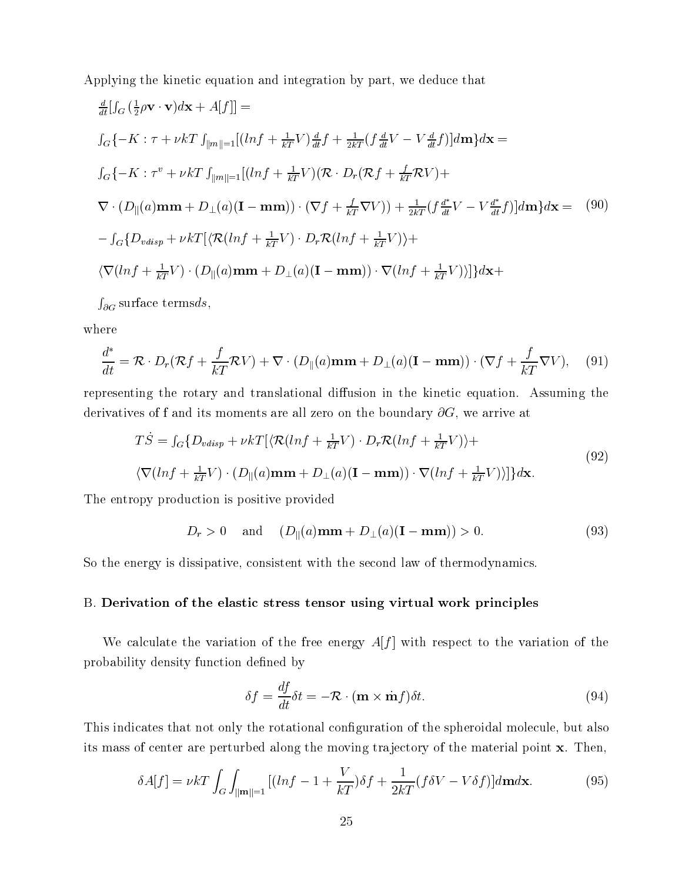Applying the kinetic equation and integration by part, we deduce that

$$
\begin{aligned}
&\tfrac{d}{dt}[\int_G (\tfrac{1}{2}\rho \mathbf{v}\cdot\mathbf{v})d\mathbf{x} + A[f]] = \\
&\int_G \{-K:\tau + \nu kT \int_{\|m\|=1}[(lnf + \tfrac{1}{kT}V)\tfrac{d}{dt}f + \tfrac{1}{2kT}(f\tfrac{d}{dt}V - V\tfrac{d}{dt}f)]d\mathbf{m}\}d\mathbf{x} = \\
&\int_G \{-K:\tau^v + \nu kT \int_{\|m\|=1}[(lnf + \tfrac{1}{kT}V)(\mathcal{R}\cdot D_r(\mathcal{R}f + \tfrac{f}{kT}\mathcal{R}V) + \\
&\nabla\cdot(D_{\|}(a)\mathbf{mm} + D_{\perp}(a)(\mathbf{I}-\mathbf{mm}))\cdot(\nabla f + \tfrac{f}{kT}\nabla V)) + \tfrac{1}{2kT}(f\tfrac{d^*}{dt}V - V\tfrac{d^*}{dt}f)]d\mathbf{m}\}d\mathbf{x} = \\
&-\int_G\{D_{vdisp} + \nu kT[\langle\mathcal{R}(lnf + \tfrac{1}{kT}V)\cdot D_r\mathcal{R}(lnf + \tfrac{1}{kT}V)\rangle + \\
&\langle\nabla(lnf + \tfrac{1}{kT}V)\cdot(D_{\|}(a)\mathbf{mm} + D_{\perp}(a)(\mathbf{I}-\mathbf{mm}))\cdot\nabla(lnf + \tfrac{1}{kT}V)\rangle]\}d\mathbf{x} + \\
&\int_{\partial G}\text{surface terms}ds,
\end{aligned}
\tag{90}
$$

where

$$
\frac{d^*}{dt} = \mathcal{R}\cdot D_r(\mathcal{R}f + \frac{f}{kT}\mathcal{R}V) + \nabla\cdot(D_{\|}(a)\mathbf{mm} + D_{\perp}(a)(\mathbf{I}-\mathbf{mm}))\cdot(\nabla f + \frac{f}{kT}\nabla V), \tag{91}
$$

representing the rotary and translational diffusion in the kinetic equation. Assuming the derivatives of f and its moments are all zero on the boundary $\partial G$, we arrive at

$$
\begin{aligned}
T\dot{S} = &\int_G\{D_{vdisp} + \nu kT[\langle\mathcal{R}(lnf + \tfrac{1}{kT}V)\cdot D_r\mathcal{R}(lnf + \tfrac{1}{kT}V)\rangle + \\
&\langle\nabla(lnf + \tfrac{1}{kT}V)\cdot(D_{\|}(a)\mathbf{mm} + D_{\perp}(a)(\mathbf{I}-\mathbf{mm}))\cdot\nabla(lnf + \tfrac{1}{kT}V)\rangle]\}d\mathbf{x}.
\end{aligned}
\tag{92}
$$

The entropy production is positive provided

$$
D_r > 0 \quad \text{and} \quad (D_{\|}(a)\mathbf{mm} + D_{\perp}(a)(\mathbf{I}-\mathbf{mm})) > 0. \tag{93}
$$

So the energy is dissipative, consistent with the second law of thermodynamics.

### B. Derivation of the elastic stress tensor using virtual work principles

We calculate the variation of the free energy $A[f]$ with respect to the variation of the probability density function defined by

$$
\delta f = \frac{df}{dt}\delta t = -\mathcal{R}\cdot(\mathbf{m}\times\dot{\mathbf{m}}f)\delta t. \tag{94}
$$

This indicates that not only the rotational configuration of the spheroidal molecule, but also its mass of center are perturbed along the moving trajectory of the material point $\mathbf{x}$. Then,

$$
\delta A[f] = \nu kT\int_G\int_{\|\mathbf{m}\|=1}[(lnf - 1 + \frac{V}{kT})\delta f + \frac{1}{2kT}(f\delta V - V\delta f)]d\mathbf{m}d\mathbf{x}. \tag{95}
$$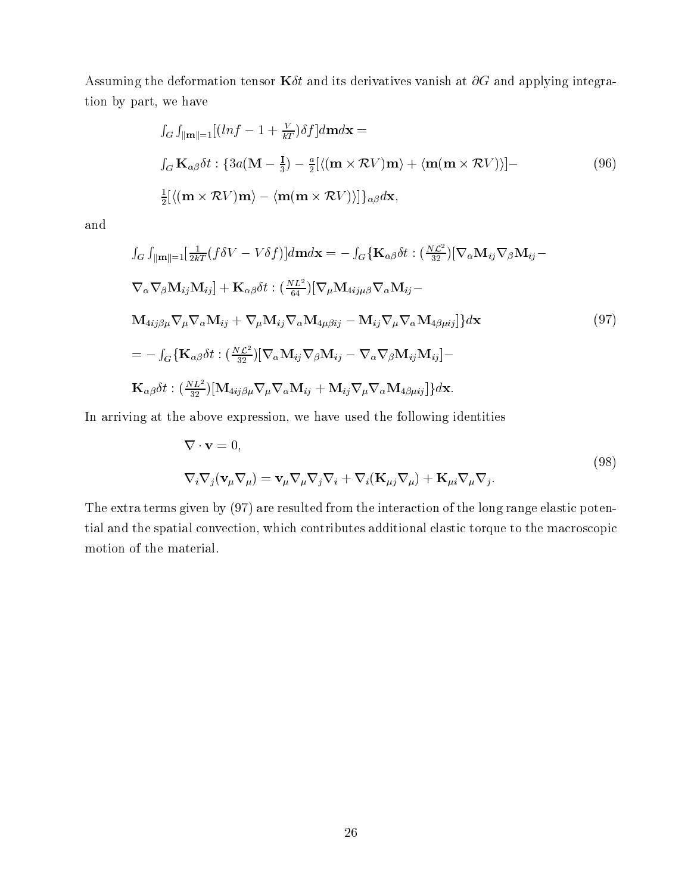Assuming the deformation tensor $\mathbf{K}\delta t$ and its derivatives vanish at $\partial G$ and applying integration by part, we have

$$
\begin{aligned}
&\int_G \int_{\|\mathbf{m}\|=1} [(lnf - 1 + \tfrac{V}{kT})\delta f] d\mathbf{m} d\mathbf{x} = \\
&\int_G \mathbf{K}_{\alpha\beta}\delta t : \{3a(\mathbf{M} - \tfrac{\mathbf{I}}{3}) - \tfrac{a}{2}[\langle(\mathbf{m} \times \mathcal{R}V)\mathbf{m}\rangle + \langle \mathbf{m}(\mathbf{m} \times \mathcal{R}V)\rangle] - \\
&\tfrac{1}{2}[\langle(\mathbf{m} \times \mathcal{R}V)\mathbf{m}\rangle - \langle \mathbf{m}(\mathbf{m} \times \mathcal{R}V)\rangle]\}_{\alpha\beta} d\mathbf{x},
\end{aligned}
\tag{96}
$$

and

$$
\begin{aligned}
&\int_G \int_{\|\mathbf{m}\|=1} [\tfrac{1}{2kT}(f\delta V - V\delta f)] d\mathbf{m} d\mathbf{x} = -\int_G \{\mathbf{K}_{\alpha\beta}\delta t : (\tfrac{N\mathcal{L}^2}{32})[\nabla_\alpha \mathbf{M}_{ij} \nabla_\beta \mathbf{M}_{ij} - \\
&\nabla_\alpha \nabla_\beta \mathbf{M}_{ij} \mathbf{M}_{ij}] + \mathbf{K}_{\alpha\beta}\delta t : (\tfrac{NL^2}{64})[\nabla_\mu \mathbf{M}_{4ij\mu\beta} \nabla_\alpha \mathbf{M}_{ij} - \\
&\mathbf{M}_{4ij\beta\mu} \nabla_\mu \nabla_\alpha \mathbf{M}_{ij} + \nabla_\mu \mathbf{M}_{ij} \nabla_\alpha \mathbf{M}_{4\mu\beta ij} - \mathbf{M}_{ij} \nabla_\mu \nabla_\alpha \mathbf{M}_{4\beta\mu ij}]\} d\mathbf{x} \\
&= -\int_G \{\mathbf{K}_{\alpha\beta}\delta t : (\tfrac{N\mathcal{L}^2}{32})[\nabla_\alpha \mathbf{M}_{ij} \nabla_\beta \mathbf{M}_{ij} - \nabla_\alpha \nabla_\beta \mathbf{M}_{ij} \mathbf{M}_{ij}] - \\
&\mathbf{K}_{\alpha\beta}\delta t : (\tfrac{NL^2}{32})[\mathbf{M}_{4ij\beta\mu} \nabla_\mu \nabla_\alpha \mathbf{M}_{ij} + \mathbf{M}_{ij} \nabla_\mu \nabla_\alpha \mathbf{M}_{4\beta\mu ij}]\} d\mathbf{x}.
\end{aligned}
\tag{97}
$$

In arriving at the above expression, we have used the following identities

$$
\begin{aligned}
&\nabla \cdot \mathbf{v} = 0, \\
&\nabla_i \nabla_j (\mathbf{v}_\mu \nabla_\mu) = \mathbf{v}_\mu \nabla_\mu \nabla_j \nabla_i + \nabla_i (\mathbf{K}_{\mu j} \nabla_\mu) + \mathbf{K}_{\mu i} \nabla_\mu \nabla_j.
\end{aligned}
\tag{98}
$$

The extra terms given by (97) are resulted from the interaction of the long range elastic potential and the spatial convection, which contributes additional elastic torque to the macroscopic motion of the material.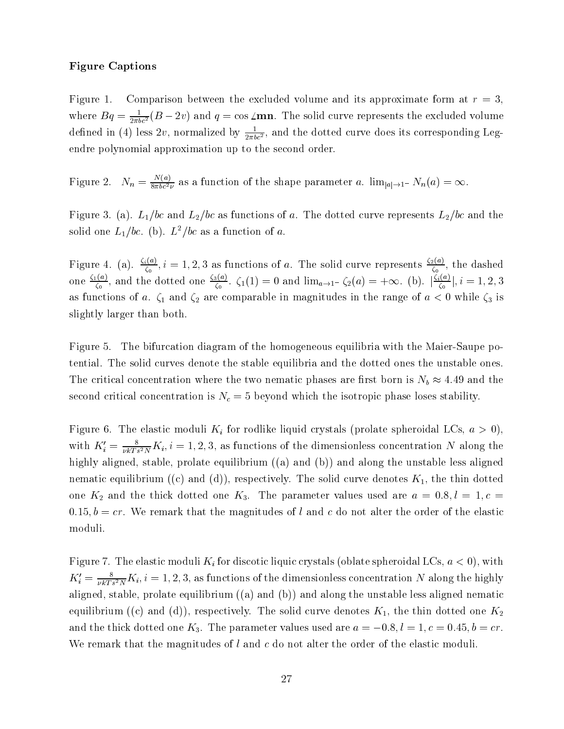**Figure Captions**

Figure 1. Comparison between the excluded volume and its approximate form at $r = 3$, where $Bq = \frac{1}{2\pi bc^2}(B - 2v)$ and $q = \cos \angle \mathbf{mn}$. The solid curve represents the excluded volume defined in (4) less $2v$, normalized by $\frac{1}{2\pi bc^2}$, and the dotted curve does its corresponding Legendre polynomial approximation up to the second order.

Figure 2. $N_n = \frac{N(a)}{8\pi bc^2 \nu}$ as a function of the shape parameter $a$. $\lim_{|a|\to 1^-} N_n(a) = \infty$.

Figure 3. (a). $L_1/bc$ and $L_2/bc$ as functions of $a$. The dotted curve represents $L_2/bc$ and the solid one $L_1/bc$. (b). $L^2/bc$ as a function of $a$.

Figure 4. (a). $\frac{\zeta_i(a)}{\zeta_0}, i = 1, 2, 3$ as functions of $a$. The solid curve represents $\frac{\zeta_2(a)}{\zeta_0}$, the dashed one $\frac{\zeta_1(a)}{\zeta_0}$, and the dotted one $\frac{\zeta_3(a)}{\zeta_0}$. $\zeta_1(1) = 0$ and $\lim_{a\to 1^-} \zeta_2(a) = +\infty$. (b). $|\frac{\zeta_i(a)}{\zeta_0}|, i = 1, 2, 3$ as functions of $a$. $\zeta_1$ and $\zeta_2$ are comparable in magnitudes in the range of $a < 0$ while $\zeta_3$ is slightly larger than both.

Figure 5. The bifurcation diagram of the homogeneous equilibria with the Maier-Saupe potential. The solid curves denote the stable equilibria and the dotted ones the unstable ones. The critical concentration where the two nematic phases are first born is $N_b \approx 4.49$ and the second critical concentration is $N_c = 5$ beyond which the isotropic phase loses stability.

Figure 6. The elastic moduli $K_i$ for rodlike liquid crystals (prolate spheroidal LCs, $a > 0$), with $K_i' = \frac{8}{\nu k T s^2 N} K_i, i = 1, 2, 3$, as functions of the dimensionless concentration $N$ along the highly aligned, stable, prolate equilibrium ((a) and (b)) and along the unstable less aligned nematic equilibrium ((c) and (d)), respectively. The solid curve denotes $K_1$, the thin dotted one $K_2$ and the thick dotted one $K_3$. The parameter values used are $a = 0.8, l = 1, c = 0.15, b = cr$. We remark that the magnitudes of $l$ and $c$ do not alter the order of the elastic moduli.

Figure 7. The elastic moduli $K_i$ for discotic liquic crystals (oblate spheroidal LCs, $a < 0$), with $K_i' = \frac{8}{\nu k T s^2 N} K_i, i = 1, 2, 3$, as functions of the dimensionless concentration $N$ along the highly aligned, stable, prolate equilibrium ((a) and (b)) and along the unstable less aligned nematic equilibrium ((c) and (d)), respectively. The solid curve denotes $K_1$, the thin dotted one $K_2$ and the thick dotted one $K_3$. The parameter values used are $a = -0.8, l = 1, c = 0.45, b = cr$. We remark that the magnitudes of $l$ and $c$ do not alter the order of the elastic moduli.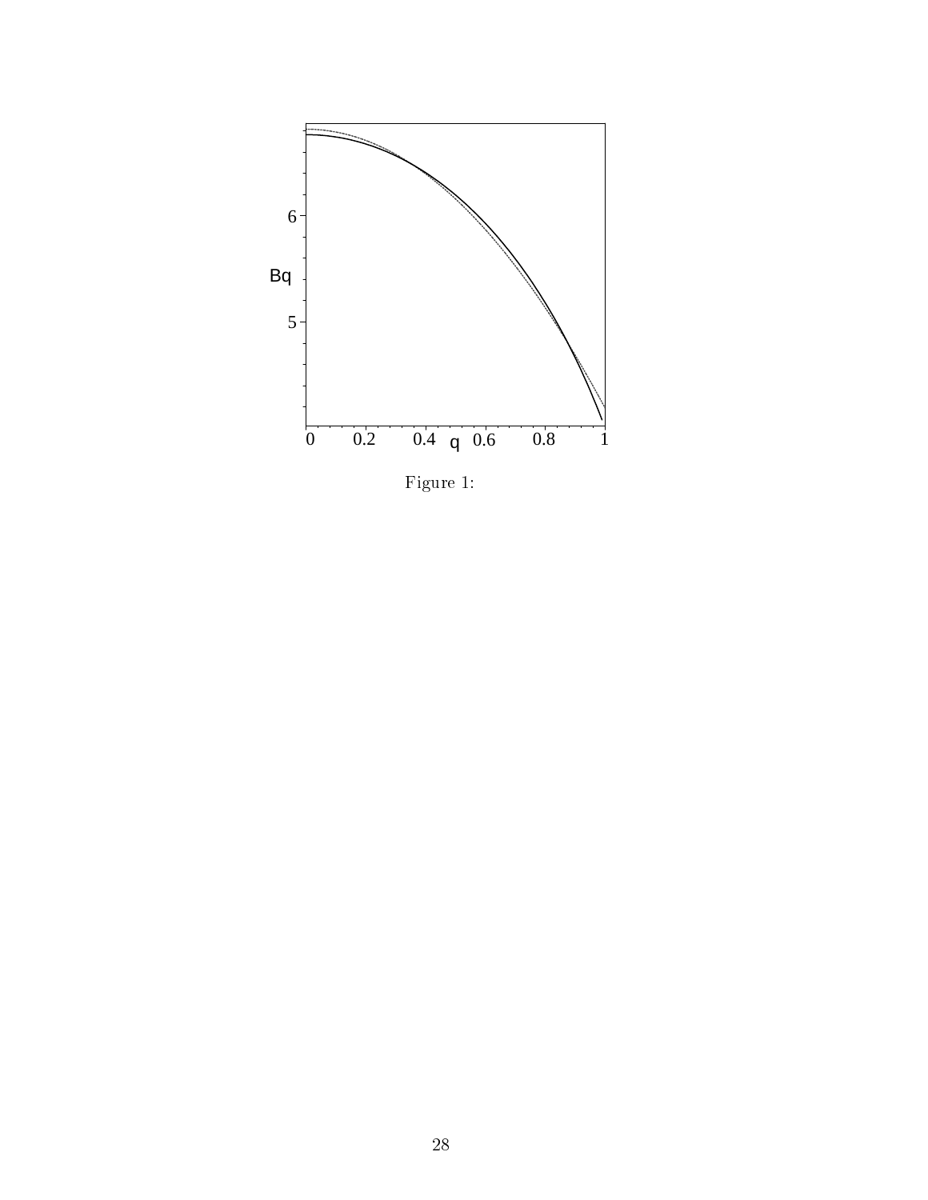Figure 1: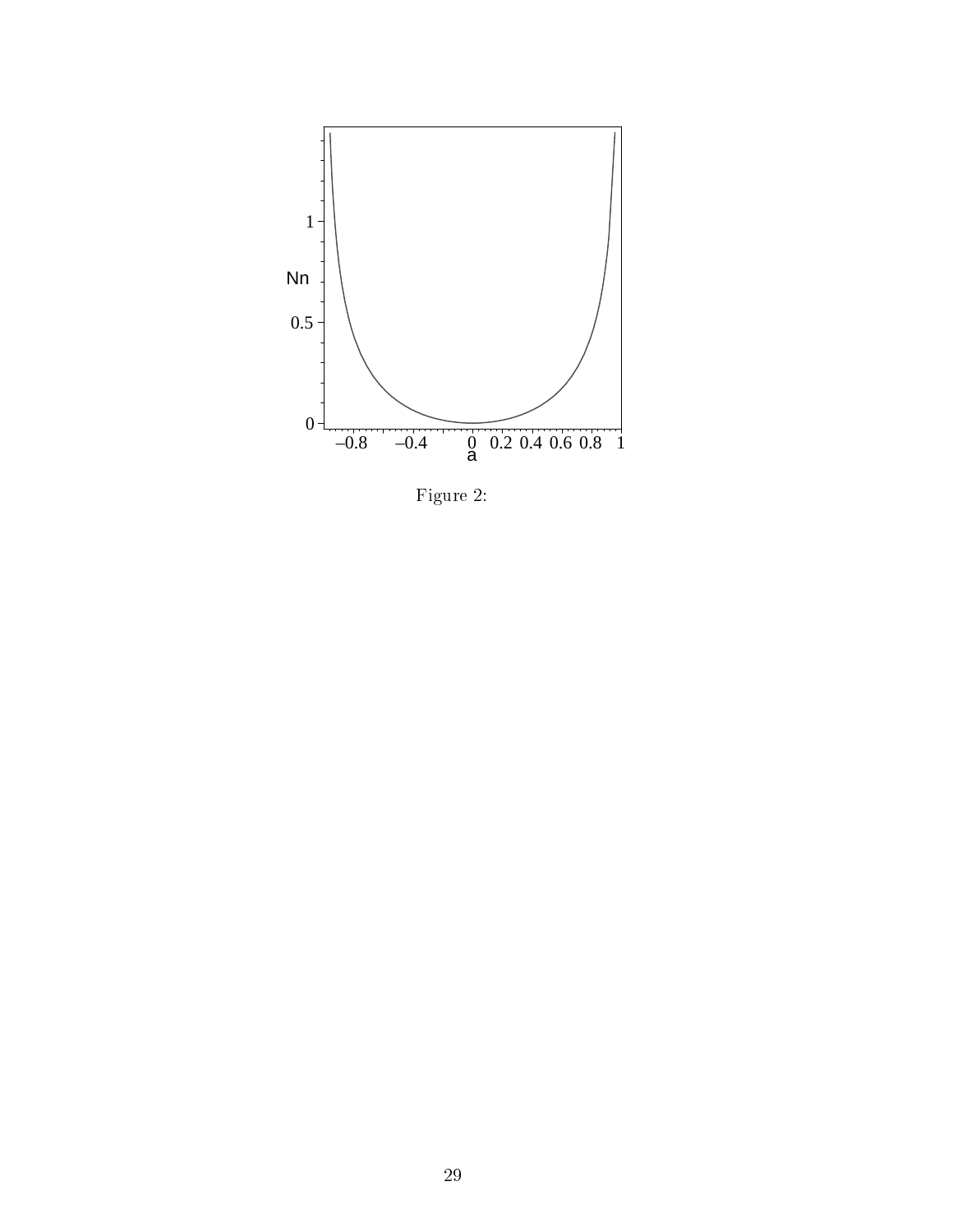Figure 2: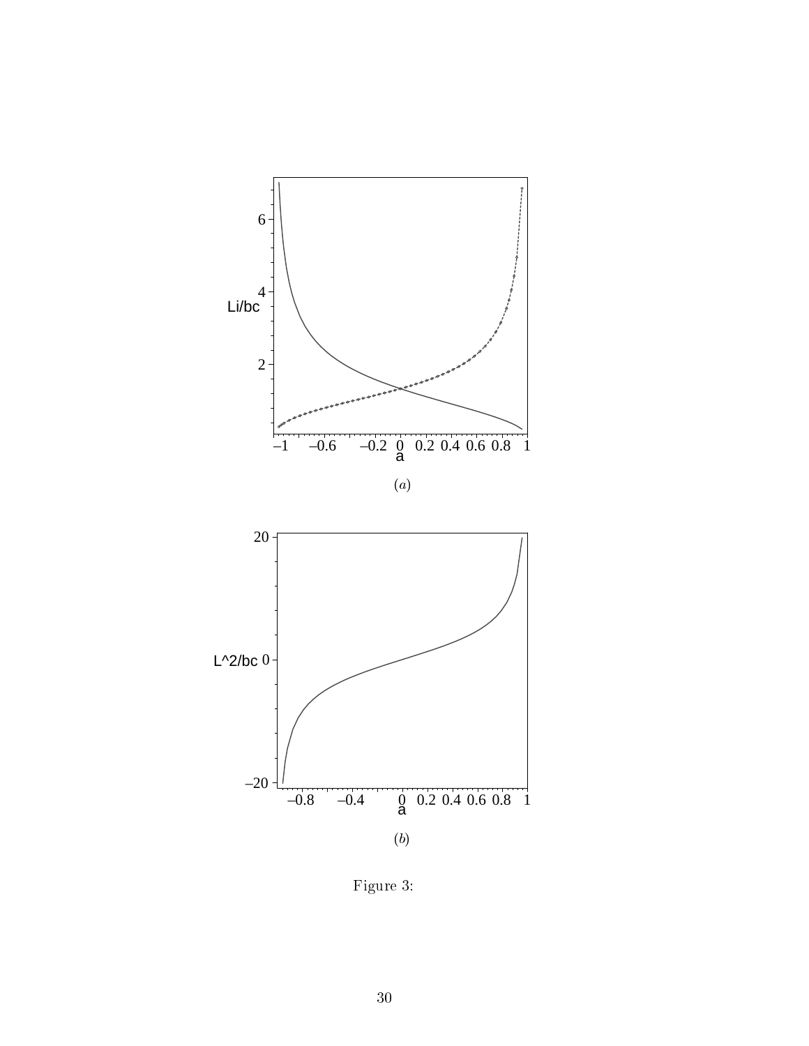(a)

(b)

Figure 3: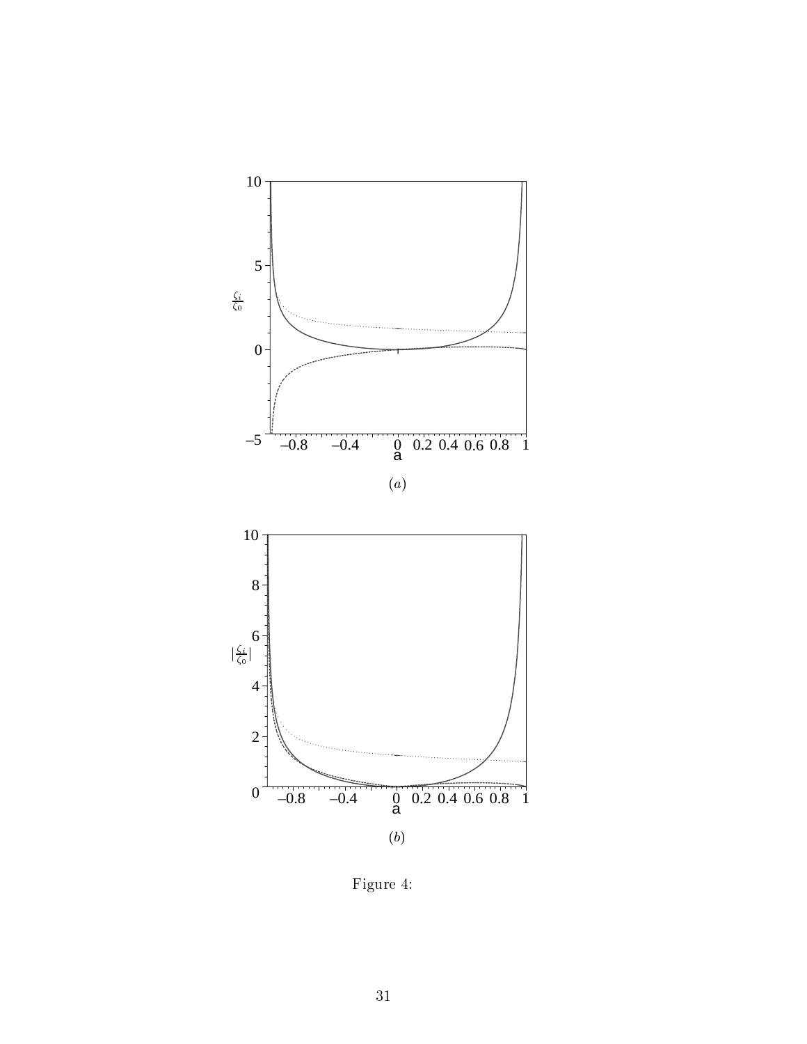(a)

(b)

Figure 4: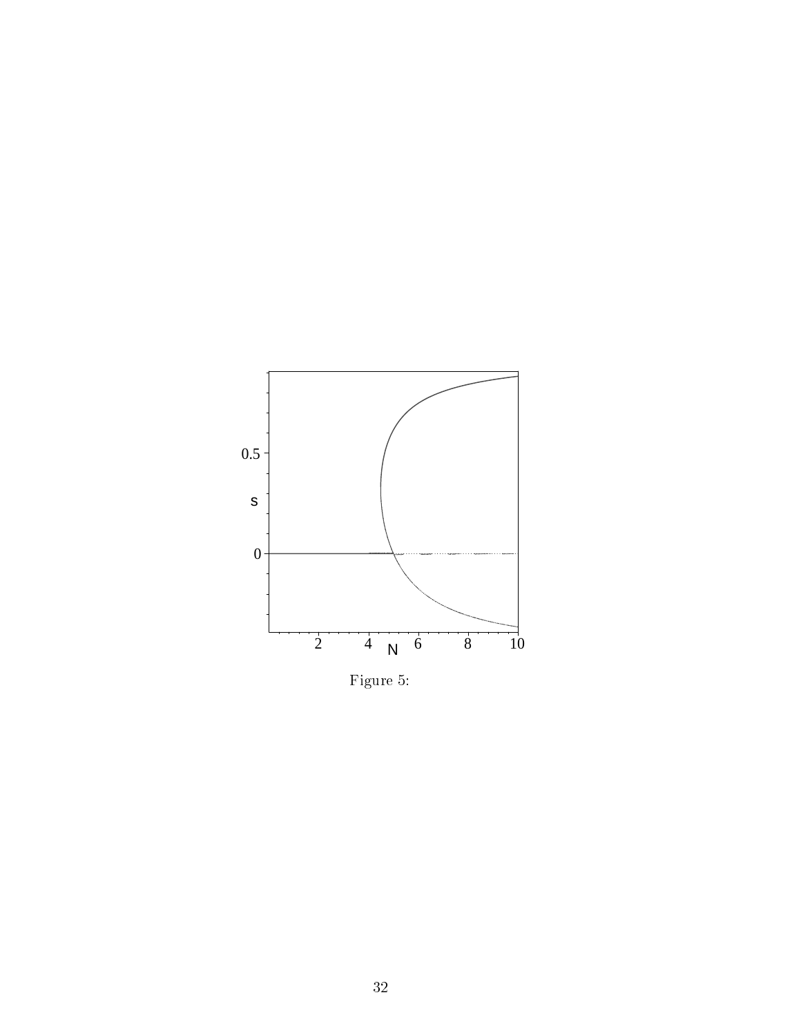Figure 5: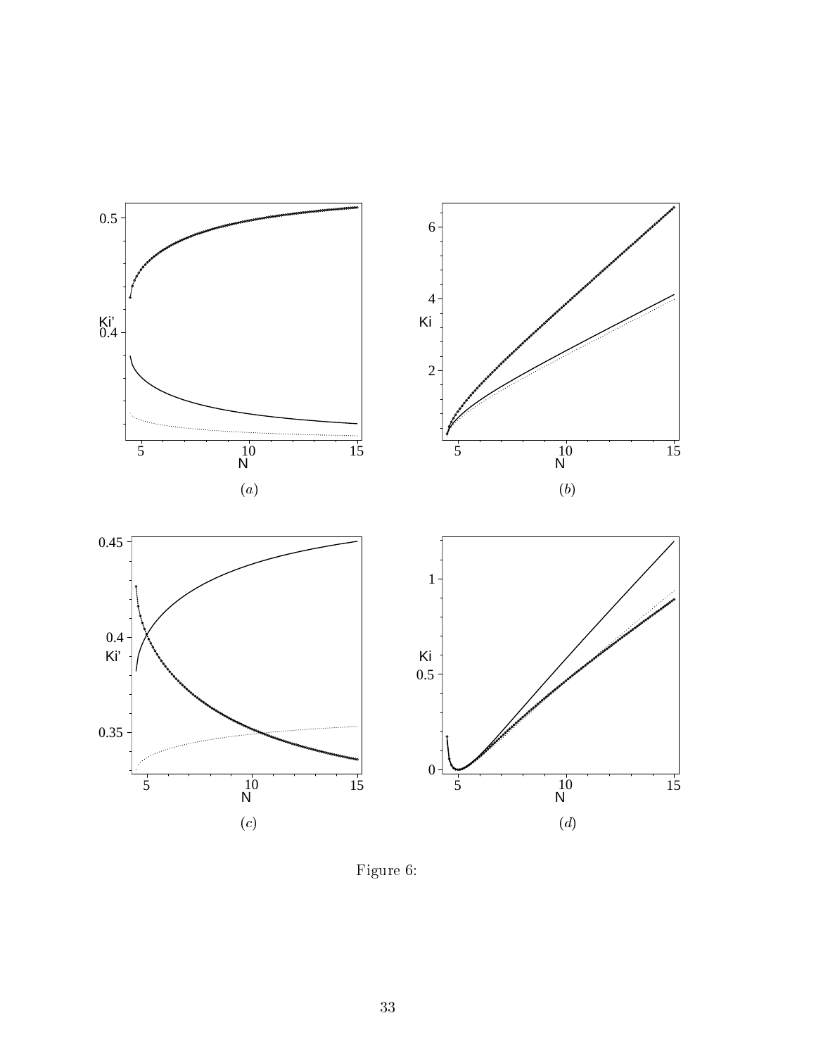(a)

(b)

(c)

(d)

Figure 6: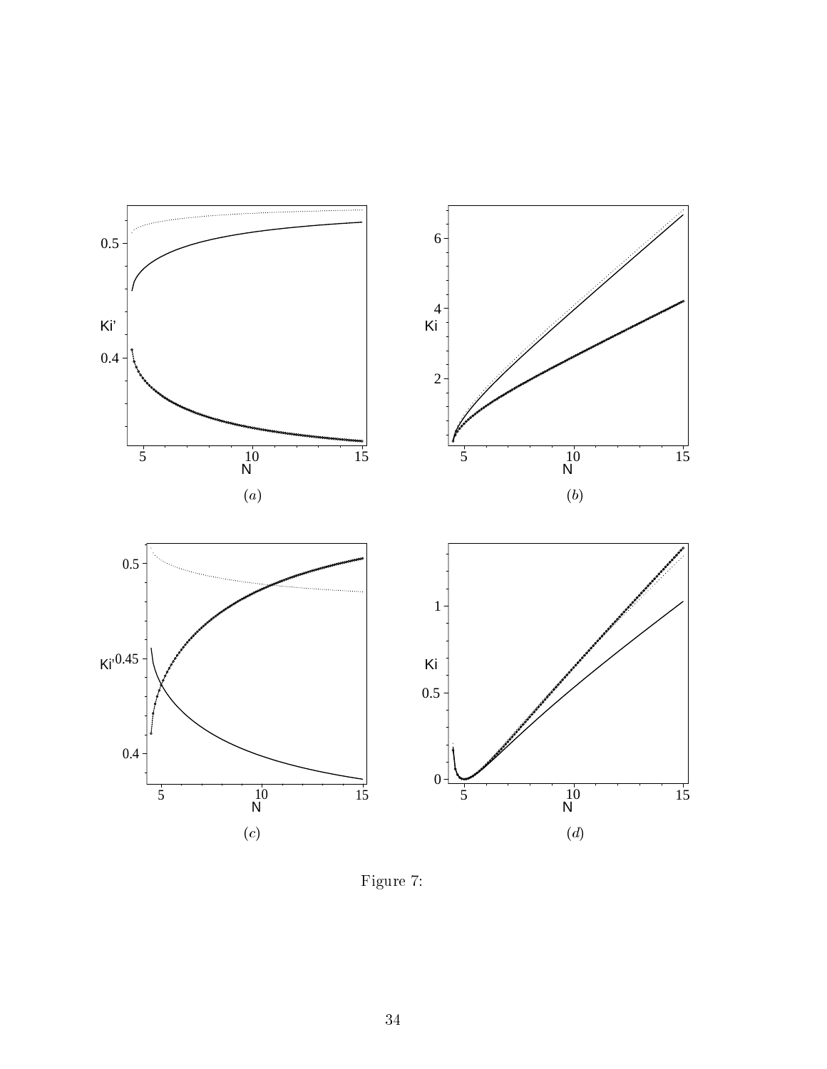Ki'

0.5

0.4

5

10

15

N

(a)

Ki

6

4

2

5

10

15

N

(b)

Ki'

0.5

0.45

0.4

5

10

15

N

(c)

Ki

1

0.5

0

5

10

15

N

(d)

Figure 7: